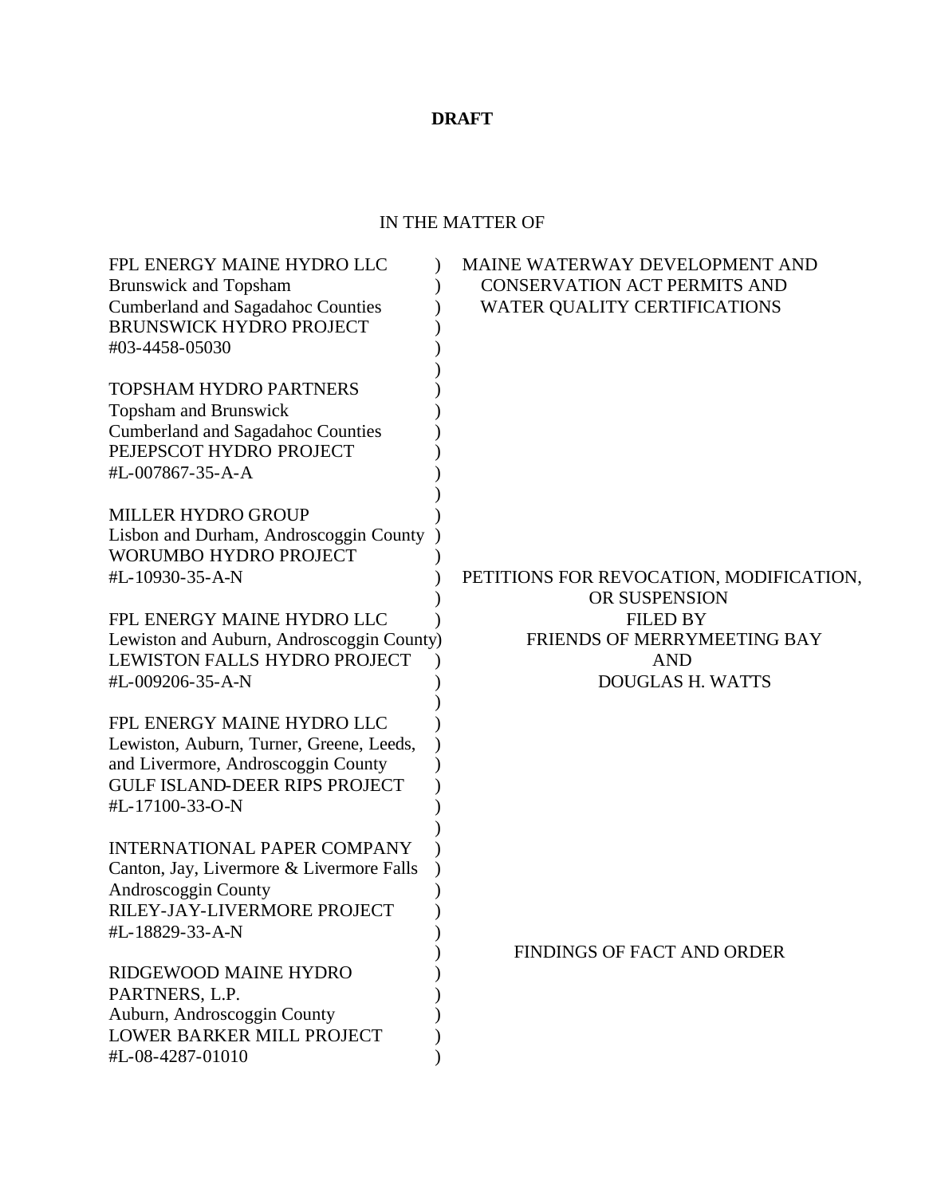**DRAFT**

IN THE MATTER OF

| | | |
|---|---|---|
| FPL ENERGY MAINE HYDRO LLC<br>Brunswick and Topsham<br>Cumberland and Sagadahoc Counties<br>BRUNSWICK HYDRO PROJECT<br>#03-4458-05030 | ) | MAINE WATERWAY DEVELOPMENT AND CONSERVATION ACT PERMITS AND WATER QUALITY CERTIFICATIONS |
| TOPSHAM HYDRO PARTNERS<br>Topsham and Brunswick<br>Cumberland and Sagadahoc Counties<br>PEJEPSCOT HYDRO PROJECT<br>#L-007867-35-A-A | ) | |
| MILLER HYDRO GROUP<br>Lisbon and Durham, Androscoggin County<br>WORUMBO HYDRO PROJECT<br>#L-10930-35-A-N | ) | PETITIONS FOR REVOCATION, MODIFICATION, OR SUSPENSION<br>FILED BY<br>FRIENDS OF MERRYMEETING BAY<br>AND<br>DOUGLAS H. WATTS |
| FPL ENERGY MAINE HYDRO LLC<br>Lewiston and Auburn, Androscoggin County<br>LEWISTON FALLS HYDRO PROJECT<br>#L-009206-35-A-N | ) | |
| FPL ENERGY MAINE HYDRO LLC<br>Lewiston, Auburn, Turner, Greene, Leeds, and Livermore, Androscoggin County<br>GULF ISLAND-DEER RIPS PROJECT<br>#L-17100-33-O-N | ) | |
| INTERNATIONAL PAPER COMPANY<br>Canton, Jay, Livermore & Livermore Falls<br>Androscoggin County<br>RILEY-JAY-LIVERMORE PROJECT<br>#L-18829-33-A-N | ) | FINDINGS OF FACT AND ORDER |
| RIDGEWOOD MAINE HYDRO PARTNERS, L.P.<br>Auburn, Androscoggin County<br>LOWER BARKER MILL PROJECT<br>#L-08-4287-01010 | ) | |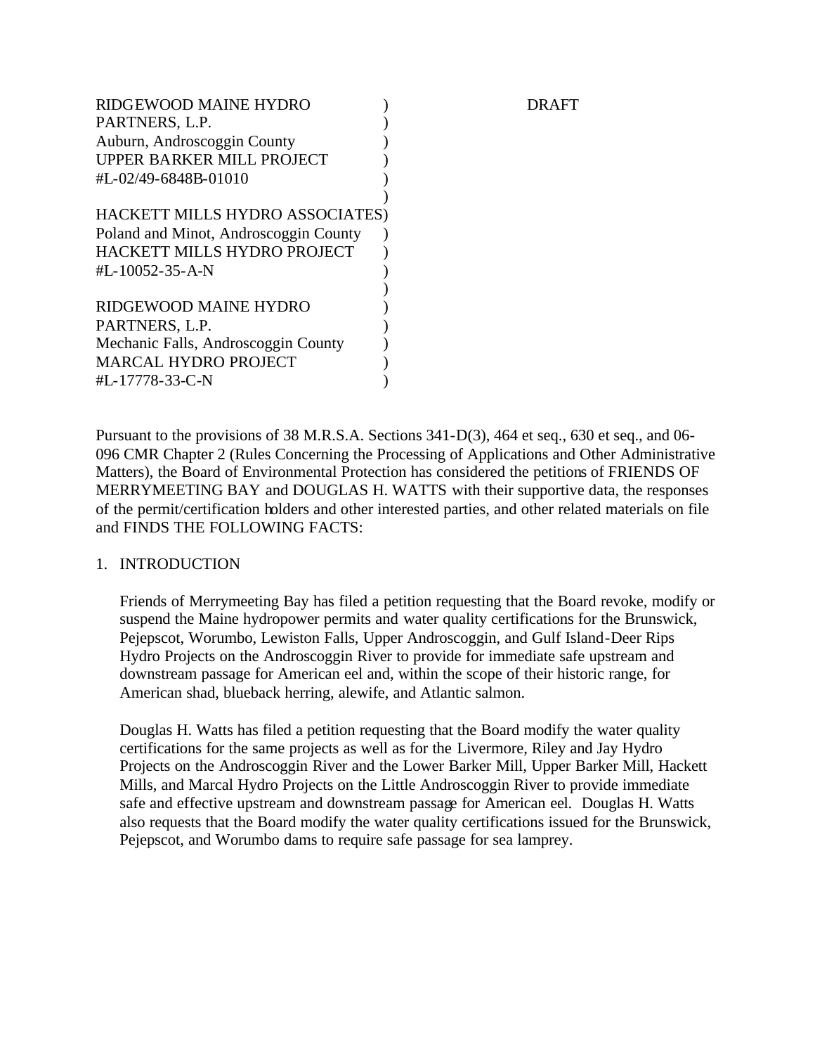RIDGEWOOD MAINE HYDRO )
PARTNERS, L.P. )
Auburn, Androscoggin County )
UPPER BARKER MILL PROJECT )
#L-02/49-6848B-01010 )
)
HACKETT MILLS HYDRO ASSOCIATES)
Poland and Minot, Androscoggin County )
HACKETT MILLS HYDRO PROJECT )
#L-10052-35-A-N )
)
RIDGEWOOD MAINE HYDRO )
PARTNERS, L.P. )
Mechanic Falls, Androscoggin County )
MARCAL HYDRO PROJECT )
#L-17778-33-C-N )

DRAFT

Pursuant to the provisions of 38 M.R.S.A. Sections 341-D(3), 464 et seq., 630 et seq., and 06-096 CMR Chapter 2 (Rules Concerning the Processing of Applications and Other Administrative Matters), the Board of Environmental Protection has considered the petitions of FRIENDS OF MERRYMEETING BAY and DOUGLAS H. WATTS with their supportive data, the responses of the permit/certification holders and other interested parties, and other related materials on file and FINDS THE FOLLOWING FACTS:

1. INTRODUCTION

Friends of Merrymeeting Bay has filed a petition requesting that the Board revoke, modify or suspend the Maine hydropower permits and water quality certifications for the Brunswick, Pejepscot, Worumbo, Lewiston Falls, Upper Androscoggin, and Gulf Island-Deer Rips Hydro Projects on the Androscoggin River to provide for immediate safe upstream and downstream passage for American eel and, within the scope of their historic range, for American shad, blueback herring, alewife, and Atlantic salmon.

Douglas H. Watts has filed a petition requesting that the Board modify the water quality certifications for the same projects as well as for the Livermore, Riley and Jay Hydro Projects on the Androscoggin River and the Lower Barker Mill, Upper Barker Mill, Hackett Mills, and Marcal Hydro Projects on the Little Androscoggin River to provide immediate safe and effective upstream and downstream passage for American eel. Douglas H. Watts also requests that the Board modify the water quality certifications issued for the Brunswick, Pejepscot, and Worumbo dams to require safe passage for sea lamprey.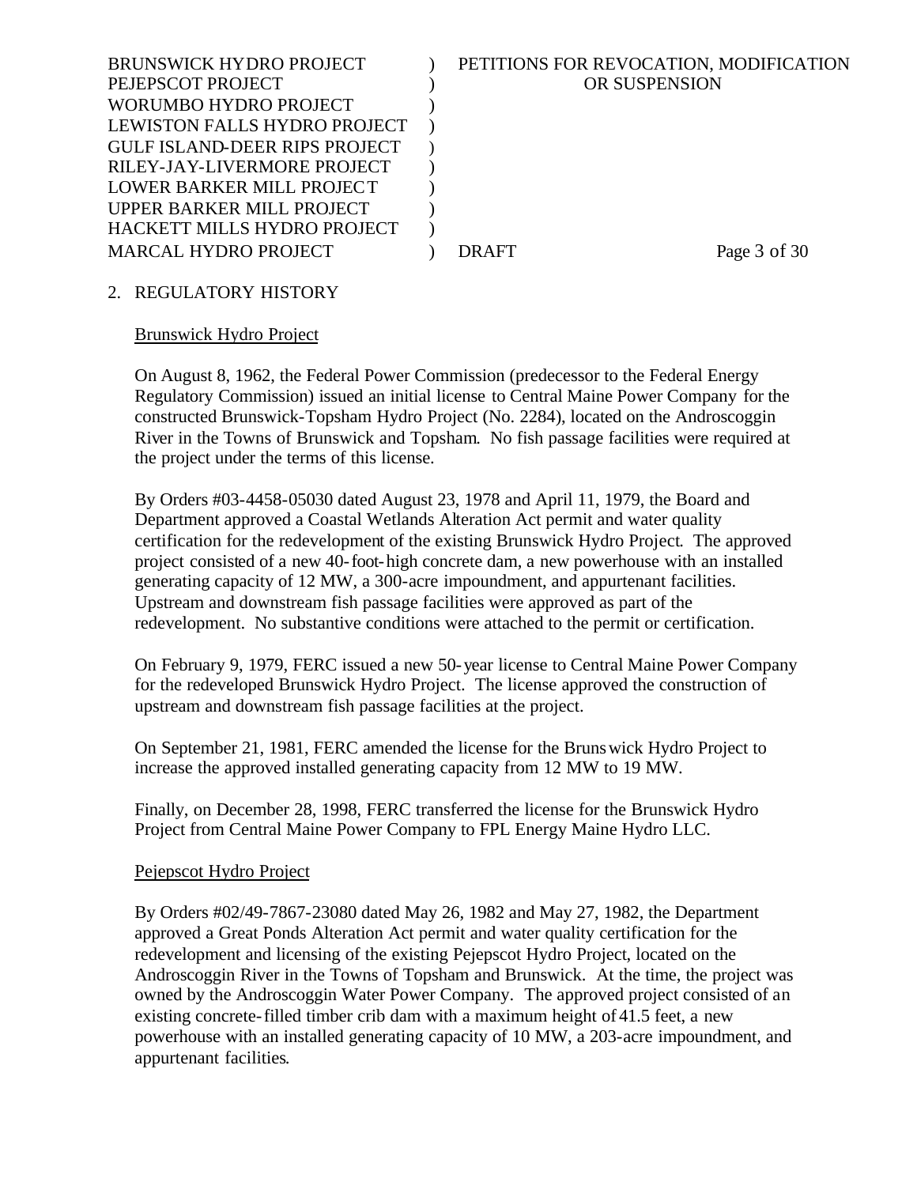## 2. REGULATORY HISTORY

Brunswick Hydro Project

On August 8, 1962, the Federal Power Commission (predecessor to the Federal Energy Regulatory Commission) issued an initial license to Central Maine Power Company for the constructed Brunswick-Topsham Hydro Project (No. 2284), located on the Androscoggin River in the Towns of Brunswick and Topsham. No fish passage facilities were required at the project under the terms of this license.

By Orders #03-4458-05030 dated August 23, 1978 and April 11, 1979, the Board and Department approved a Coastal Wetlands Alteration Act permit and water quality certification for the redevelopment of the existing Brunswick Hydro Project. The approved project consisted of a new 40-foot-high concrete dam, a new powerhouse with an installed generating capacity of 12 MW, a 300-acre impoundment, and appurtenant facilities. Upstream and downstream fish passage facilities were approved as part of the redevelopment. No substantive conditions were attached to the permit or certification.

On February 9, 1979, FERC issued a new 50-year license to Central Maine Power Company for the redeveloped Brunswick Hydro Project. The license approved the construction of upstream and downstream fish passage facilities at the project.

On September 21, 1981, FERC amended the license for the Brunswick Hydro Project to increase the approved installed generating capacity from 12 MW to 19 MW.

Finally, on December 28, 1998, FERC transferred the license for the Brunswick Hydro Project from Central Maine Power Company to FPL Energy Maine Hydro LLC.

Pejepscot Hydro Project

By Orders #02/49-7867-23080 dated May 26, 1982 and May 27, 1982, the Department approved a Great Ponds Alteration Act permit and water quality certification for the redevelopment and licensing of the existing Pejepscot Hydro Project, located on the Androscoggin River in the Towns of Topsham and Brunswick. At the time, the project was owned by the Androscoggin Water Power Company. The approved project consisted of an existing concrete-filled timber crib dam with a maximum height of 41.5 feet, a new powerhouse with an installed generating capacity of 10 MW, a 203-acre impoundment, and appurtenant facilities.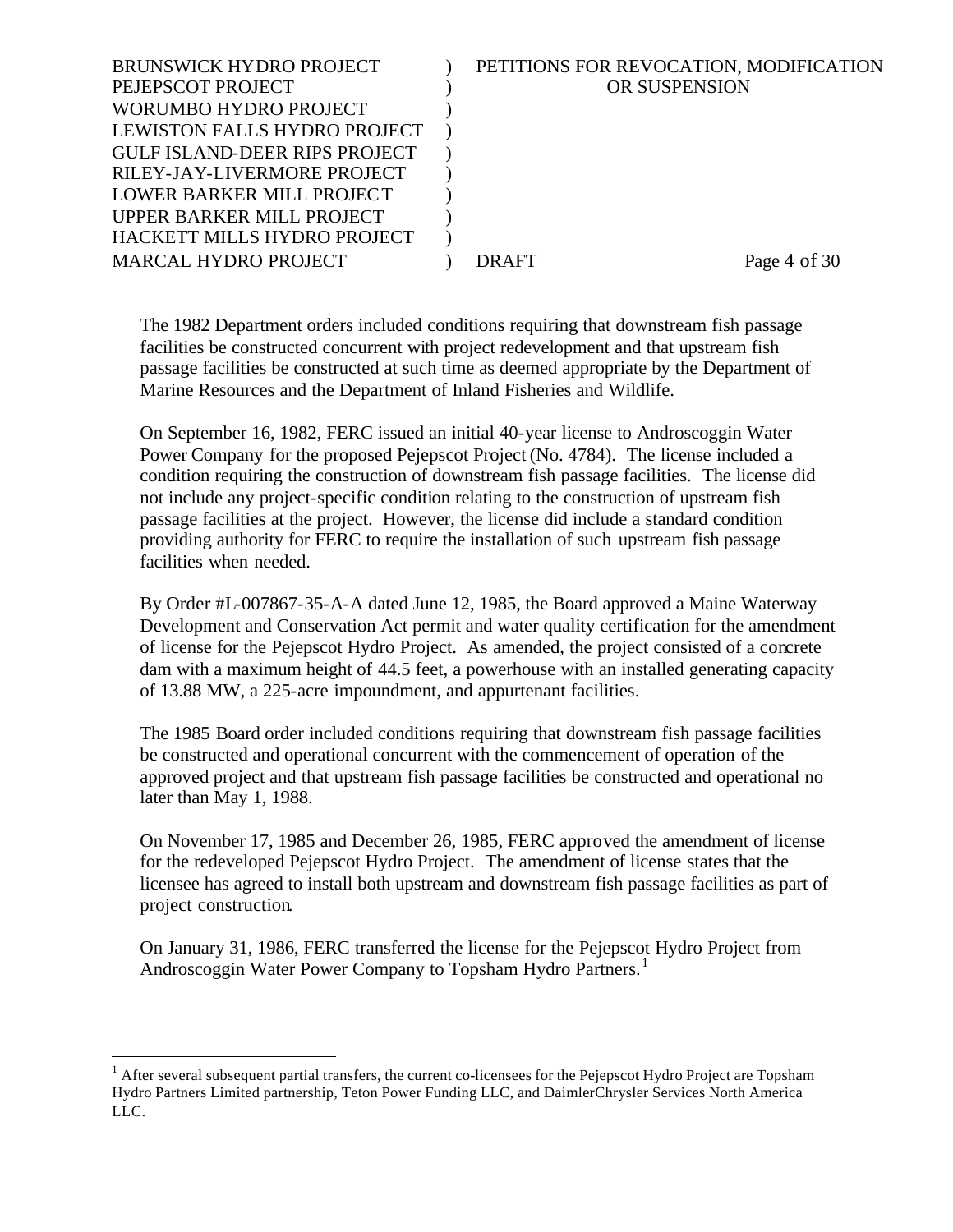The 1982 Department orders included conditions requiring that downstream fish passage facilities be constructed concurrent with project redevelopment and that upstream fish passage facilities be constructed at such time as deemed appropriate by the Department of Marine Resources and the Department of Inland Fisheries and Wildlife.

On September 16, 1982, FERC issued an initial 40-year license to Androscoggin Water Power Company for the proposed Pejepscot Project (No. 4784). The license included a condition requiring the construction of downstream fish passage facilities. The license did not include any project-specific condition relating to the construction of upstream fish passage facilities at the project. However, the license did include a standard condition providing authority for FERC to require the installation of such upstream fish passage facilities when needed.

By Order #L-007867-35-A-A dated June 12, 1985, the Board approved a Maine Waterway Development and Conservation Act permit and water quality certification for the amendment of license for the Pejepscot Hydro Project. As amended, the project consisted of a concrete dam with a maximum height of 44.5 feet, a powerhouse with an installed generating capacity of 13.88 MW, a 225-acre impoundment, and appurtenant facilities.

The 1985 Board order included conditions requiring that downstream fish passage facilities be constructed and operational concurrent with the commencement of operation of the approved project and that upstream fish passage facilities be constructed and operational no later than May 1, 1988.

On November 17, 1985 and December 26, 1985, FERC approved the amendment of license for the redeveloped Pejepscot Hydro Project. The amendment of license states that the licensee has agreed to install both upstream and downstream fish passage facilities as part of project construction.

On January 31, 1986, FERC transferred the license for the Pejepscot Hydro Project from Androscoggin Water Power Company to Topsham Hydro Partners.[1]

---

[1] After several subsequent partial transfers, the current co-licensees for the Pejepscot Hydro Project are Topsham Hydro Partners Limited partnership, Teton Power Funding LLC, and DaimlerChrysler Services North America LLC.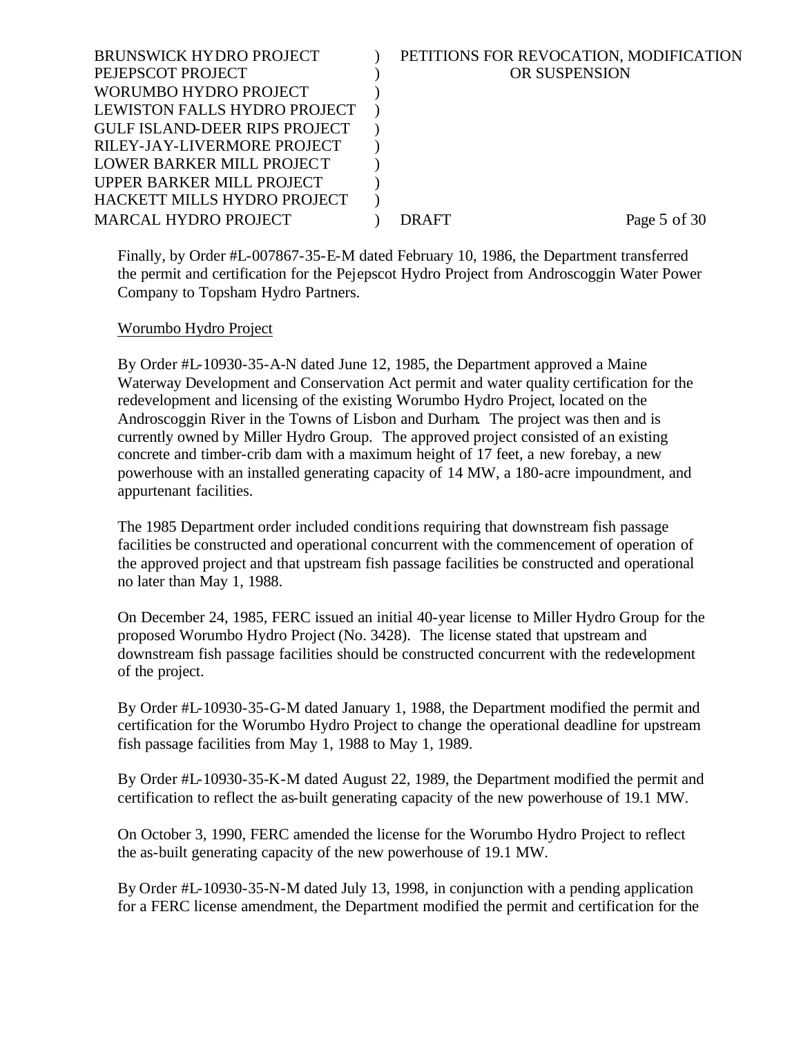Finally, by Order #L-007867-35-E-M dated February 10, 1986, the Department transferred the permit and certification for the Pejepscot Hydro Project from Androscoggin Water Power Company to Topsham Hydro Partners.

Worumbo Hydro Project

By Order #L-10930-35-A-N dated June 12, 1985, the Department approved a Maine Waterway Development and Conservation Act permit and water quality certification for the redevelopment and licensing of the existing Worumbo Hydro Project, located on the Androscoggin River in the Towns of Lisbon and Durham. The project was then and is currently owned by Miller Hydro Group. The approved project consisted of an existing concrete and timber-crib dam with a maximum height of 17 feet, a new forebay, a new powerhouse with an installed generating capacity of 14 MW, a 180-acre impoundment, and appurtenant facilities.

The 1985 Department order included conditions requiring that downstream fish passage facilities be constructed and operational concurrent with the commencement of operation of the approved project and that upstream fish passage facilities be constructed and operational no later than May 1, 1988.

On December 24, 1985, FERC issued an initial 40-year license to Miller Hydro Group for the proposed Worumbo Hydro Project (No. 3428). The license stated that upstream and downstream fish passage facilities should be constructed concurrent with the redevelopment of the project.

By Order #L-10930-35-G-M dated January 1, 1988, the Department modified the permit and certification for the Worumbo Hydro Project to change the operational deadline for upstream fish passage facilities from May 1, 1988 to May 1, 1989.

By Order #L-10930-35-K-M dated August 22, 1989, the Department modified the permit and certification to reflect the as-built generating capacity of the new powerhouse of 19.1 MW.

On October 3, 1990, FERC amended the license for the Worumbo Hydro Project to reflect the as-built generating capacity of the new powerhouse of 19.1 MW.

By Order #L-10930-35-N-M dated July 13, 1998, in conjunction with a pending application for a FERC license amendment, the Department modified the permit and certification for the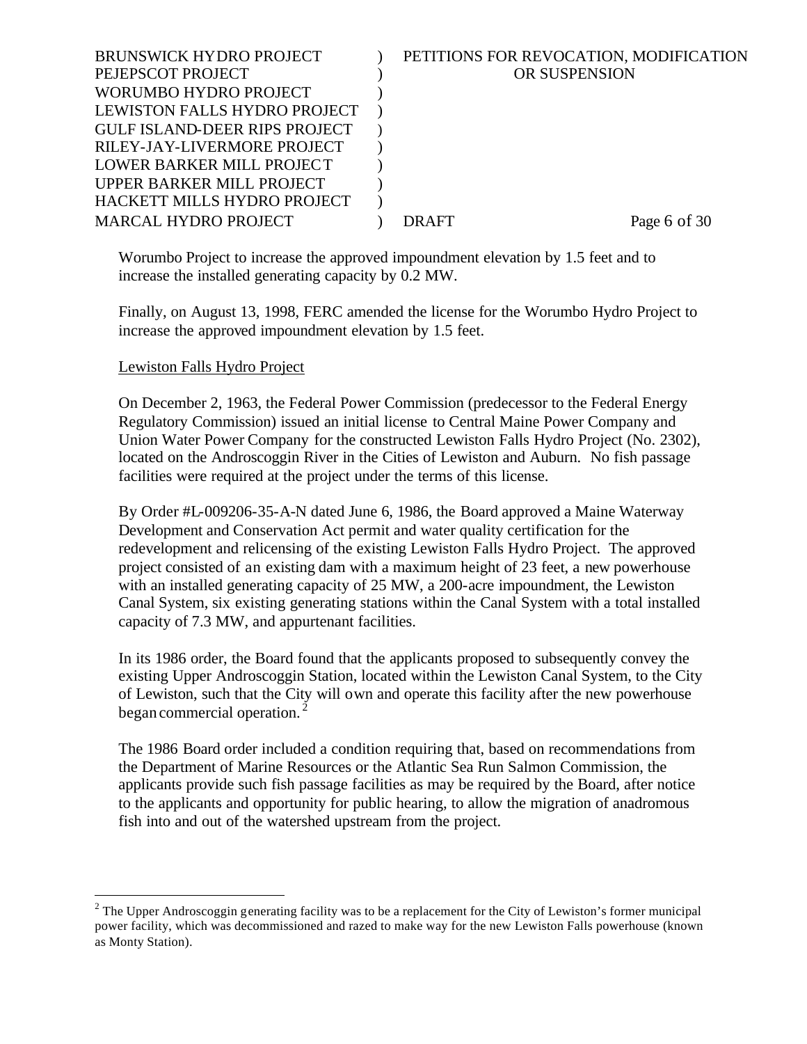Worumbo Project to increase the approved impoundment elevation by 1.5 feet and to increase the installed generating capacity by 0.2 MW.

Finally, on August 13, 1998, FERC amended the license for the Worumbo Hydro Project to increase the approved impoundment elevation by 1.5 feet.

Lewiston Falls Hydro Project

On December 2, 1963, the Federal Power Commission (predecessor to the Federal Energy Regulatory Commission) issued an initial license to Central Maine Power Company and Union Water Power Company for the constructed Lewiston Falls Hydro Project (No. 2302), located on the Androscoggin River in the Cities of Lewiston and Auburn. No fish passage facilities were required at the project under the terms of this license.

By Order #L-009206-35-A-N dated June 6, 1986, the Board approved a Maine Waterway Development and Conservation Act permit and water quality certification for the redevelopment and relicensing of the existing Lewiston Falls Hydro Project. The approved project consisted of an existing dam with a maximum height of 23 feet, a new powerhouse with an installed generating capacity of 25 MW, a 200-acre impoundment, the Lewiston Canal System, six existing generating stations within the Canal System with a total installed capacity of 7.3 MW, and appurtenant facilities.

In its 1986 order, the Board found that the applicants proposed to subsequently convey the existing Upper Androscoggin Station, located within the Lewiston Canal System, to the City of Lewiston, such that the City will own and operate this facility after the new powerhouse began commercial operation.[2]

The 1986 Board order included a condition requiring that, based on recommendations from the Department of Marine Resources or the Atlantic Sea Run Salmon Commission, the applicants provide such fish passage facilities as may be required by the Board, after notice to the applicants and opportunity for public hearing, to allow the migration of anadromous fish into and out of the watershed upstream from the project.

[2] The Upper Androscoggin generating facility was to be a replacement for the City of Lewiston's former municipal power facility, which was decommissioned and razed to make way for the new Lewiston Falls powerhouse (known as Monty Station).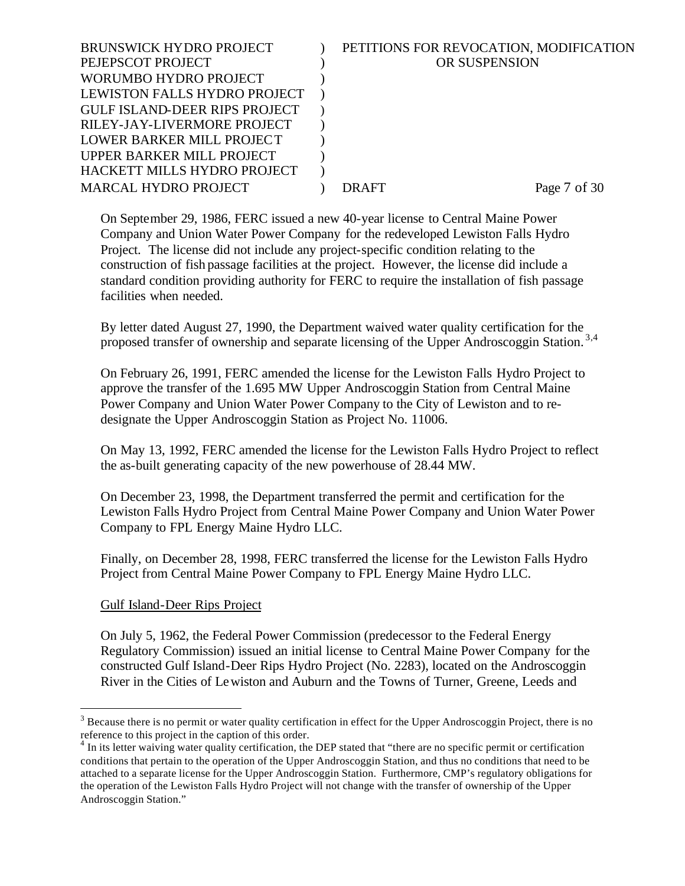On September 29, 1986, FERC issued a new 40-year license to Central Maine Power Company and Union Water Power Company for the redeveloped Lewiston Falls Hydro Project. The license did not include any project-specific condition relating to the construction of fish passage facilities at the project. However, the license did include a standard condition providing authority for FERC to require the installation of fish passage facilities when needed.

By letter dated August 27, 1990, the Department waived water quality certification for the proposed transfer of ownership and separate licensing of the Upper Androscoggin Station.[3,4]

On February 26, 1991, FERC amended the license for the Lewiston Falls Hydro Project to approve the transfer of the 1.695 MW Upper Androscoggin Station from Central Maine Power Company and Union Water Power Company to the City of Lewiston and to re-designate the Upper Androscoggin Station as Project No. 11006.

On May 13, 1992, FERC amended the license for the Lewiston Falls Hydro Project to reflect the as-built generating capacity of the new powerhouse of 28.44 MW.

On December 23, 1998, the Department transferred the permit and certification for the Lewiston Falls Hydro Project from Central Maine Power Company and Union Water Power Company to FPL Energy Maine Hydro LLC.

Finally, on December 28, 1998, FERC transferred the license for the Lewiston Falls Hydro Project from Central Maine Power Company to FPL Energy Maine Hydro LLC.

Gulf Island-Deer Rips Project

On July 5, 1962, the Federal Power Commission (predecessor to the Federal Energy Regulatory Commission) issued an initial license to Central Maine Power Company for the constructed Gulf Island-Deer Rips Hydro Project (No. 2283), located on the Androscoggin River in the Cities of Lewiston and Auburn and the Towns of Turner, Greene, Leeds and

[3] Because there is no permit or water quality certification in effect for the Upper Androscoggin Project, there is no reference to this project in the caption of this order.

[4] In its letter waiving water quality certification, the DEP stated that "there are no specific permit or certification conditions that pertain to the operation of the Upper Androscoggin Station, and thus no conditions that need to be attached to a separate license for the Upper Androscoggin Station. Furthermore, CMP's regulatory obligations for the operation of the Lewiston Falls Hydro Project will not change with the transfer of ownership of the Upper Androscoggin Station."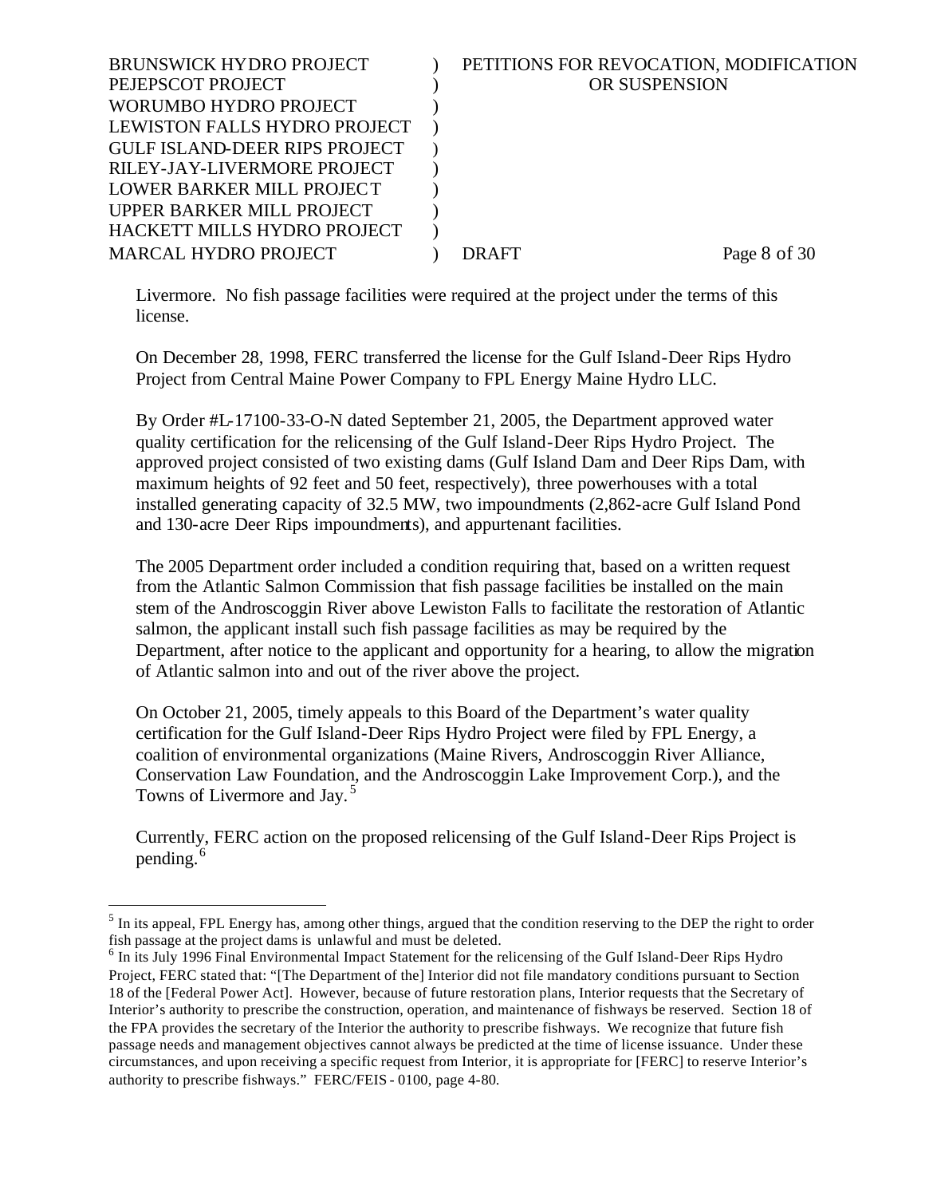Livermore. No fish passage facilities were required at the project under the terms of this license.

On December 28, 1998, FERC transferred the license for the Gulf Island-Deer Rips Hydro Project from Central Maine Power Company to FPL Energy Maine Hydro LLC.

By Order #L-17100-33-O-N dated September 21, 2005, the Department approved water quality certification for the relicensing of the Gulf Island-Deer Rips Hydro Project. The approved project consisted of two existing dams (Gulf Island Dam and Deer Rips Dam, with maximum heights of 92 feet and 50 feet, respectively), three powerhouses with a total installed generating capacity of 32.5 MW, two impoundments (2,862-acre Gulf Island Pond and 130-acre Deer Rips impoundments), and appurtenant facilities.

The 2005 Department order included a condition requiring that, based on a written request from the Atlantic Salmon Commission that fish passage facilities be installed on the main stem of the Androscoggin River above Lewiston Falls to facilitate the restoration of Atlantic salmon, the applicant install such fish passage facilities as may be required by the Department, after notice to the applicant and opportunity for a hearing, to allow the migration of Atlantic salmon into and out of the river above the project.

On October 21, 2005, timely appeals to this Board of the Department's water quality certification for the Gulf Island-Deer Rips Hydro Project were filed by FPL Energy, a coalition of environmental organizations (Maine Rivers, Androscoggin River Alliance, Conservation Law Foundation, and the Androscoggin Lake Improvement Corp.), and the Towns of Livermore and Jay.[5]

Currently, FERC action on the proposed relicensing of the Gulf Island-Deer Rips Project is pending.[6]

---

[5] In its appeal, FPL Energy has, among other things, argued that the condition reserving to the DEP the right to order fish passage at the project dams is unlawful and must be deleted.

[6] In its July 1996 Final Environmental Impact Statement for the relicensing of the Gulf Island-Deer Rips Hydro Project, FERC stated that: "[The Department of the] Interior did not file mandatory conditions pursuant to Section 18 of the [Federal Power Act]. However, because of future restoration plans, Interior requests that the Secretary of Interior's authority to prescribe the construction, operation, and maintenance of fishways be reserved. Section 18 of the FPA provides the secretary of the Interior the authority to prescribe fishways. We recognize that future fish passage needs and management objectives cannot always be predicted at the time of license issuance. Under these circumstances, and upon receiving a specific request from Interior, it is appropriate for [FERC] to reserve Interior's authority to prescribe fishways." FERC/FEIS - 0100, page 4-80.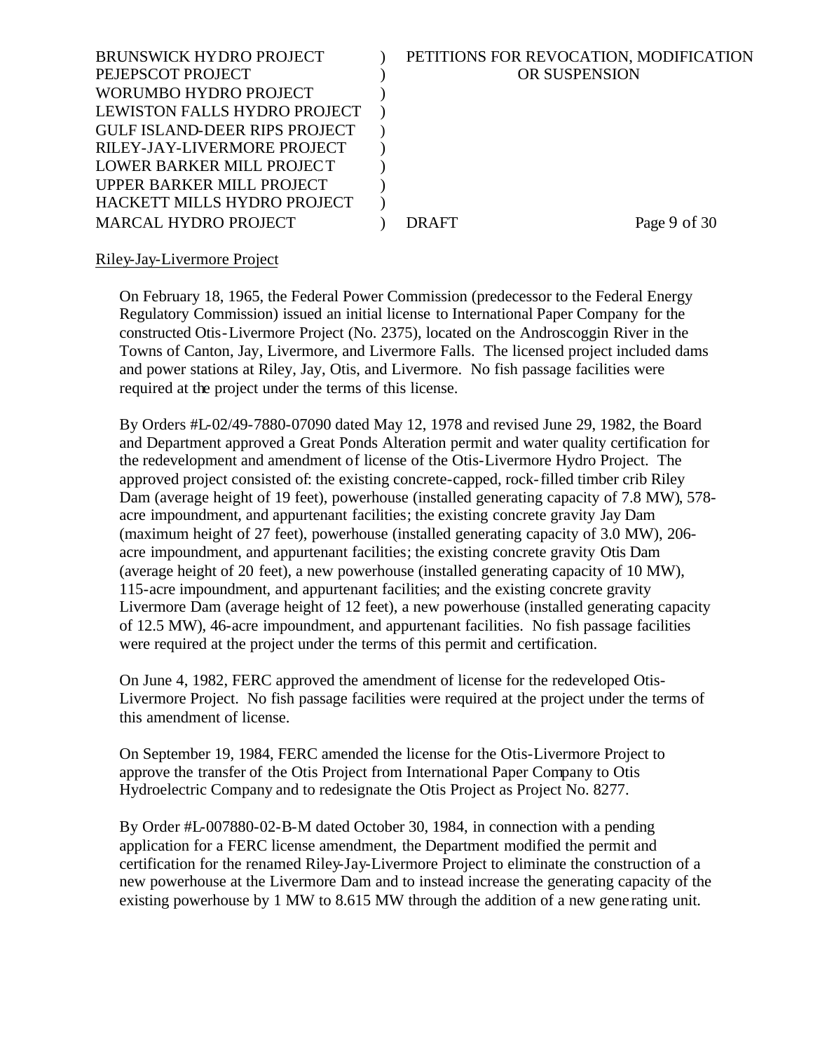Riley-Jay-Livermore Project

On February 18, 1965, the Federal Power Commission (predecessor to the Federal Energy Regulatory Commission) issued an initial license to International Paper Company for the constructed Otis-Livermore Project (No. 2375), located on the Androscoggin River in the Towns of Canton, Jay, Livermore, and Livermore Falls. The licensed project included dams and power stations at Riley, Jay, Otis, and Livermore. No fish passage facilities were required at the project under the terms of this license.

By Orders #L-02/49-7880-07090 dated May 12, 1978 and revised June 29, 1982, the Board and Department approved a Great Ponds Alteration permit and water quality certification for the redevelopment and amendment of license of the Otis-Livermore Hydro Project. The approved project consisted of: the existing concrete-capped, rock-filled timber crib Riley Dam (average height of 19 feet), powerhouse (installed generating capacity of 7.8 MW), 578-acre impoundment, and appurtenant facilities; the existing concrete gravity Jay Dam (maximum height of 27 feet), powerhouse (installed generating capacity of 3.0 MW), 206-acre impoundment, and appurtenant facilities; the existing concrete gravity Otis Dam (average height of 20 feet), a new powerhouse (installed generating capacity of 10 MW), 115-acre impoundment, and appurtenant facilities; and the existing concrete gravity Livermore Dam (average height of 12 feet), a new powerhouse (installed generating capacity of 12.5 MW), 46-acre impoundment, and appurtenant facilities. No fish passage facilities were required at the project under the terms of this permit and certification.

On June 4, 1982, FERC approved the amendment of license for the redeveloped Otis-Livermore Project. No fish passage facilities were required at the project under the terms of this amendment of license.

On September 19, 1984, FERC amended the license for the Otis-Livermore Project to approve the transfer of the Otis Project from International Paper Company to Otis Hydroelectric Company and to redesignate the Otis Project as Project No. 8277.

By Order #L-007880-02-B-M dated October 30, 1984, in connection with a pending application for a FERC license amendment, the Department modified the permit and certification for the renamed Riley-Jay-Livermore Project to eliminate the construction of a new powerhouse at the Livermore Dam and to instead increase the generating capacity of the existing powerhouse by 1 MW to 8.615 MW through the addition of a new generating unit.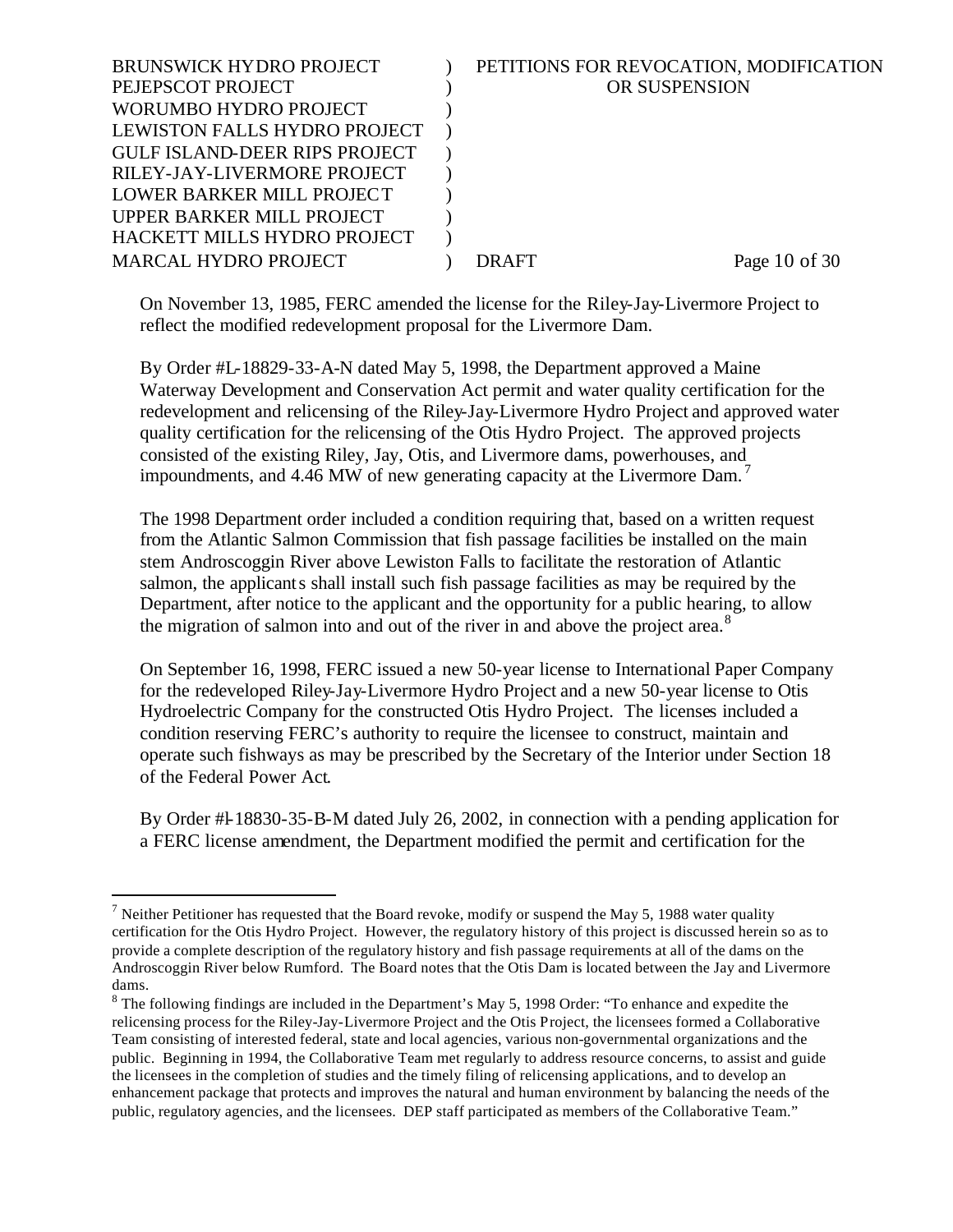On November 13, 1985, FERC amended the license for the Riley-Jay-Livermore Project to reflect the modified redevelopment proposal for the Livermore Dam.

By Order #L-18829-33-A-N dated May 5, 1998, the Department approved a Maine Waterway Development and Conservation Act permit and water quality certification for the redevelopment and relicensing of the Riley-Jay-Livermore Hydro Project and approved water quality certification for the relicensing of the Otis Hydro Project. The approved projects consisted of the existing Riley, Jay, Otis, and Livermore dams, powerhouses, and impoundments, and 4.46 MW of new generating capacity at the Livermore Dam.[7]

The 1998 Department order included a condition requiring that, based on a written request from the Atlantic Salmon Commission that fish passage facilities be installed on the main stem Androscoggin River above Lewiston Falls to facilitate the restoration of Atlantic salmon, the applicants shall install such fish passage facilities as may be required by the Department, after notice to the applicant and the opportunity for a public hearing, to allow the migration of salmon into and out of the river in and above the project area.[8]

On September 16, 1998, FERC issued a new 50-year license to International Paper Company for the redeveloped Riley-Jay-Livermore Hydro Project and a new 50-year license to Otis Hydroelectric Company for the constructed Otis Hydro Project. The licenses included a condition reserving FERC's authority to require the licensee to construct, maintain and operate such fishways as may be prescribed by the Secretary of the Interior under Section 18 of the Federal Power Act.

By Order #L-18830-35-B-M dated July 26, 2002, in connection with a pending application for a FERC license amendment, the Department modified the permit and certification for the

---

[7] Neither Petitioner has requested that the Board revoke, modify or suspend the May 5, 1988 water quality certification for the Otis Hydro Project. However, the regulatory history of this project is discussed herein so as to provide a complete description of the regulatory history and fish passage requirements at all of the dams on the Androscoggin River below Rumford. The Board notes that the Otis Dam is located between the Jay and Livermore dams.

[8] The following findings are included in the Department's May 5, 1998 Order: "To enhance and expedite the relicensing process for the Riley-Jay-Livermore Project and the Otis Project, the licensees formed a Collaborative Team consisting of interested federal, state and local agencies, various non-governmental organizations and the public. Beginning in 1994, the Collaborative Team met regularly to address resource concerns, to assist and guide the licensees in the completion of studies and the timely filing of relicensing applications, and to develop an enhancement package that protects and improves the natural and human environment by balancing the needs of the public, regulatory agencies, and the licensees. DEP staff participated as members of the Collaborative Team."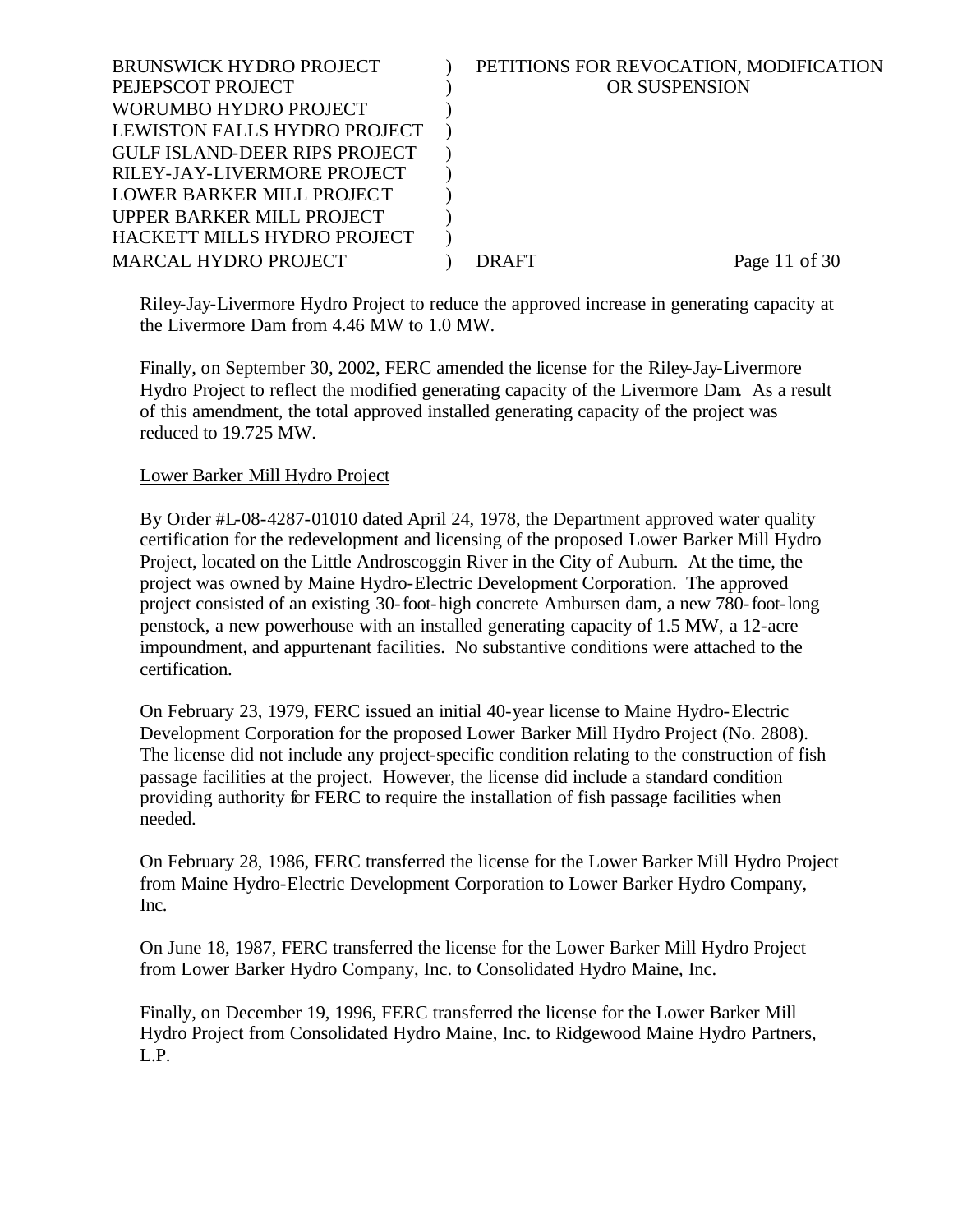Riley-Jay-Livermore Hydro Project to reduce the approved increase in generating capacity at the Livermore Dam from 4.46 MW to 1.0 MW.

Finally, on September 30, 2002, FERC amended the license for the Riley-Jay-Livermore Hydro Project to reflect the modified generating capacity of the Livermore Dam. As a result of this amendment, the total approved installed generating capacity of the project was reduced to 19.725 MW.

Lower Barker Mill Hydro Project

By Order #L-08-4287-01010 dated April 24, 1978, the Department approved water quality certification for the redevelopment and licensing of the proposed Lower Barker Mill Hydro Project, located on the Little Androscoggin River in the City of Auburn. At the time, the project was owned by Maine Hydro-Electric Development Corporation. The approved project consisted of an existing 30-foot-high concrete Ambursen dam, a new 780-foot-long penstock, a new powerhouse with an installed generating capacity of 1.5 MW, a 12-acre impoundment, and appurtenant facilities. No substantive conditions were attached to the certification.

On February 23, 1979, FERC issued an initial 40-year license to Maine Hydro-Electric Development Corporation for the proposed Lower Barker Mill Hydro Project (No. 2808). The license did not include any project-specific condition relating to the construction of fish passage facilities at the project. However, the license did include a standard condition providing authority for FERC to require the installation of fish passage facilities when needed.

On February 28, 1986, FERC transferred the license for the Lower Barker Mill Hydro Project from Maine Hydro-Electric Development Corporation to Lower Barker Hydro Company, Inc.

On June 18, 1987, FERC transferred the license for the Lower Barker Mill Hydro Project from Lower Barker Hydro Company, Inc. to Consolidated Hydro Maine, Inc.

Finally, on December 19, 1996, FERC transferred the license for the Lower Barker Mill Hydro Project from Consolidated Hydro Maine, Inc. to Ridgewood Maine Hydro Partners, L.P.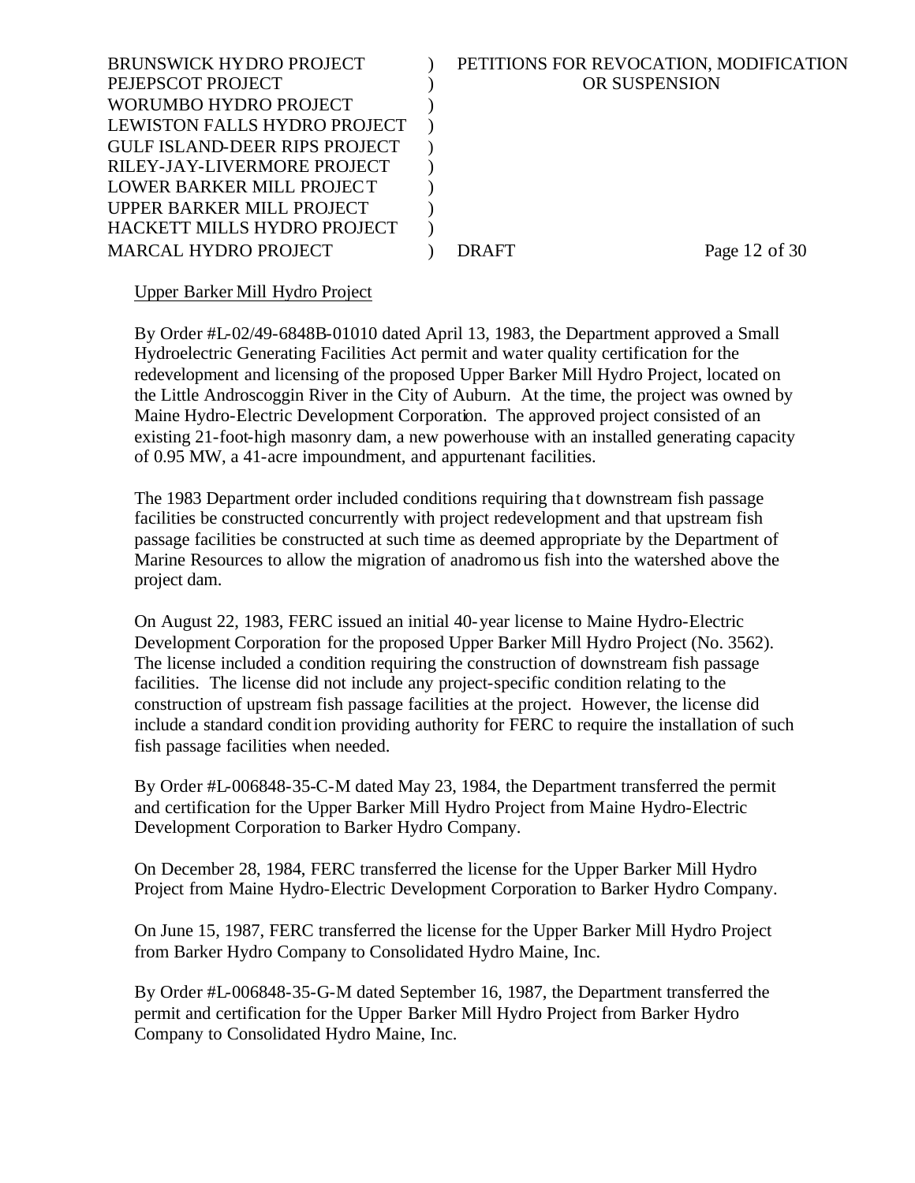Upper Barker Mill Hydro Project

By Order #L-02/49-6848B-01010 dated April 13, 1983, the Department approved a Small Hydroelectric Generating Facilities Act permit and water quality certification for the redevelopment and licensing of the proposed Upper Barker Mill Hydro Project, located on the Little Androscoggin River in the City of Auburn. At the time, the project was owned by Maine Hydro-Electric Development Corporation. The approved project consisted of an existing 21-foot-high masonry dam, a new powerhouse with an installed generating capacity of 0.95 MW, a 41-acre impoundment, and appurtenant facilities.

The 1983 Department order included conditions requiring that downstream fish passage facilities be constructed concurrently with project redevelopment and that upstream fish passage facilities be constructed at such time as deemed appropriate by the Department of Marine Resources to allow the migration of anadromous fish into the watershed above the project dam.

On August 22, 1983, FERC issued an initial 40-year license to Maine Hydro-Electric Development Corporation for the proposed Upper Barker Mill Hydro Project (No. 3562). The license included a condition requiring the construction of downstream fish passage facilities. The license did not include any project-specific condition relating to the construction of upstream fish passage facilities at the project. However, the license did include a standard condition providing authority for FERC to require the installation of such fish passage facilities when needed.

By Order #L-006848-35-C-M dated May 23, 1984, the Department transferred the permit and certification for the Upper Barker Mill Hydro Project from Maine Hydro-Electric Development Corporation to Barker Hydro Company.

On December 28, 1984, FERC transferred the license for the Upper Barker Mill Hydro Project from Maine Hydro-Electric Development Corporation to Barker Hydro Company.

On June 15, 1987, FERC transferred the license for the Upper Barker Mill Hydro Project from Barker Hydro Company to Consolidated Hydro Maine, Inc.

By Order #L-006848-35-G-M dated September 16, 1987, the Department transferred the permit and certification for the Upper Barker Mill Hydro Project from Barker Hydro Company to Consolidated Hydro Maine, Inc.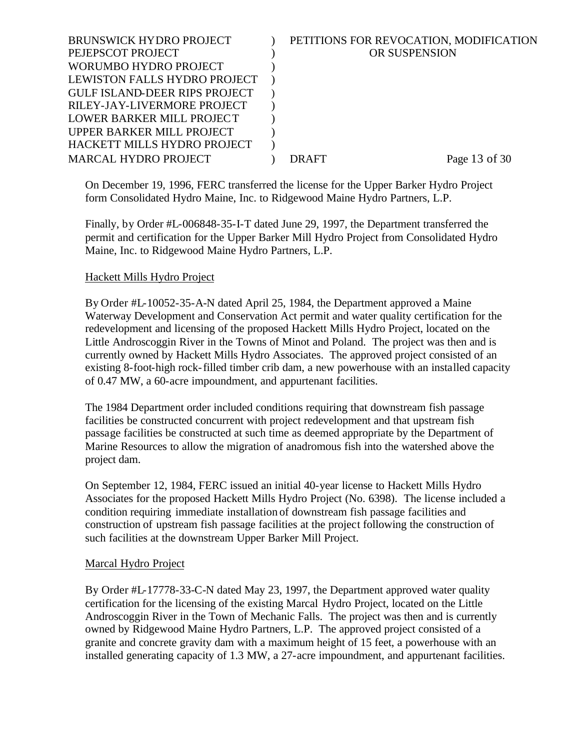On December 19, 1996, FERC transferred the license for the Upper Barker Hydro Project form Consolidated Hydro Maine, Inc. to Ridgewood Maine Hydro Partners, L.P.

Finally, by Order #L-006848-35-I-T dated June 29, 1997, the Department transferred the permit and certification for the Upper Barker Mill Hydro Project from Consolidated Hydro Maine, Inc. to Ridgewood Maine Hydro Partners, L.P.

Hackett Mills Hydro Project

By Order #L-10052-35-A-N dated April 25, 1984, the Department approved a Maine Waterway Development and Conservation Act permit and water quality certification for the redevelopment and licensing of the proposed Hackett Mills Hydro Project, located on the Little Androscoggin River in the Towns of Minot and Poland. The project was then and is currently owned by Hackett Mills Hydro Associates. The approved project consisted of an existing 8-foot-high rock-filled timber crib dam, a new powerhouse with an installed capacity of 0.47 MW, a 60-acre impoundment, and appurtenant facilities.

The 1984 Department order included conditions requiring that downstream fish passage facilities be constructed concurrent with project redevelopment and that upstream fish passage facilities be constructed at such time as deemed appropriate by the Department of Marine Resources to allow the migration of anadromous fish into the watershed above the project dam.

On September 12, 1984, FERC issued an initial 40-year license to Hackett Mills Hydro Associates for the proposed Hackett Mills Hydro Project (No. 6398). The license included a condition requiring immediate installation of downstream fish passage facilities and construction of upstream fish passage facilities at the project following the construction of such facilities at the downstream Upper Barker Mill Project.

Marcal Hydro Project

By Order #L-17778-33-C-N dated May 23, 1997, the Department approved water quality certification for the licensing of the existing Marcal Hydro Project, located on the Little Androscoggin River in the Town of Mechanic Falls. The project was then and is currently owned by Ridgewood Maine Hydro Partners, L.P. The approved project consisted of a granite and concrete gravity dam with a maximum height of 15 feet, a powerhouse with an installed generating capacity of 1.3 MW, a 27-acre impoundment, and appurtenant facilities.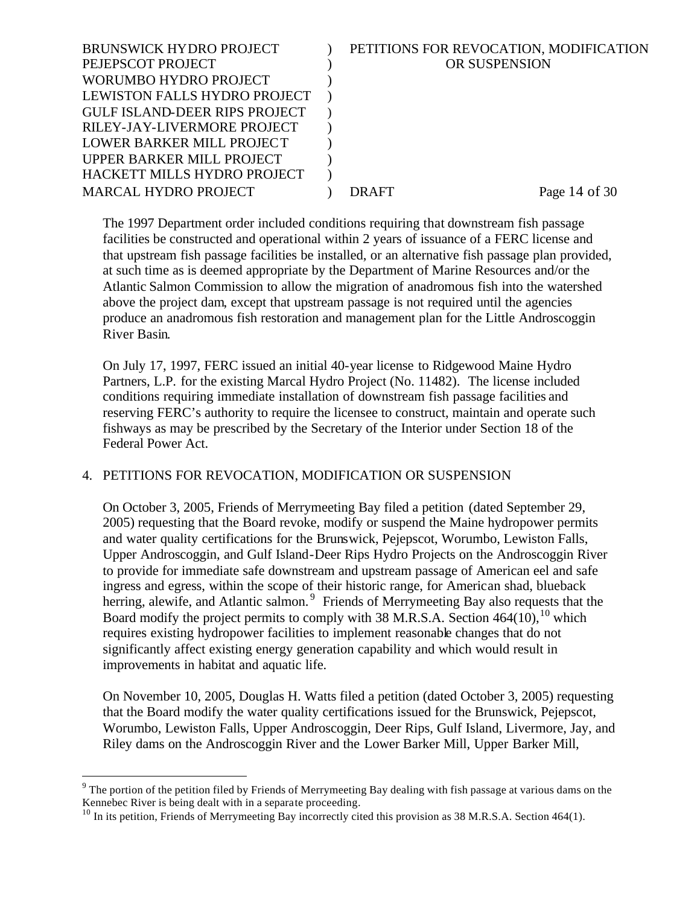The 1997 Department order included conditions requiring that downstream fish passage facilities be constructed and operational within 2 years of issuance of a FERC license and that upstream fish passage facilities be installed, or an alternative fish passage plan provided, at such time as is deemed appropriate by the Department of Marine Resources and/or the Atlantic Salmon Commission to allow the migration of anadromous fish into the watershed above the project dam, except that upstream passage is not required until the agencies produce an anadromous fish restoration and management plan for the Little Androscoggin River Basin.

On July 17, 1997, FERC issued an initial 40-year license to Ridgewood Maine Hydro Partners, L.P. for the existing Marcal Hydro Project (No. 11482). The license included conditions requiring immediate installation of downstream fish passage facilities and reserving FERC's authority to require the licensee to construct, maintain and operate such fishways as may be prescribed by the Secretary of the Interior under Section 18 of the Federal Power Act.

4. PETITIONS FOR REVOCATION, MODIFICATION OR SUSPENSION

On October 3, 2005, Friends of Merrymeeting Bay filed a petition (dated September 29, 2005) requesting that the Board revoke, modify or suspend the Maine hydropower permits and water quality certifications for the Brunswick, Pejepscot, Worumbo, Lewiston Falls, Upper Androscoggin, and Gulf Island-Deer Rips Hydro Projects on the Androscoggin River to provide for immediate safe downstream and upstream passage of American eel and safe ingress and egress, within the scope of their historic range, for American shad, blueback herring, alewife, and Atlantic salmon.[9] Friends of Merrymeeting Bay also requests that the Board modify the project permits to comply with 38 M.R.S.A. Section 464(10),[10] which requires existing hydropower facilities to implement reasonable changes that do not significantly affect existing energy generation capability and which would result in improvements in habitat and aquatic life.

On November 10, 2005, Douglas H. Watts filed a petition (dated October 3, 2005) requesting that the Board modify the water quality certifications issued for the Brunswick, Pejepscot, Worumbo, Lewiston Falls, Upper Androscoggin, Deer Rips, Gulf Island, Livermore, Jay, and Riley dams on the Androscoggin River and the Lower Barker Mill, Upper Barker Mill,

[9] The portion of the petition filed by Friends of Merrymeeting Bay dealing with fish passage at various dams on the Kennebec River is being dealt with in a separate proceeding.

[10] In its petition, Friends of Merrymeeting Bay incorrectly cited this provision as 38 M.R.S.A. Section 464(1).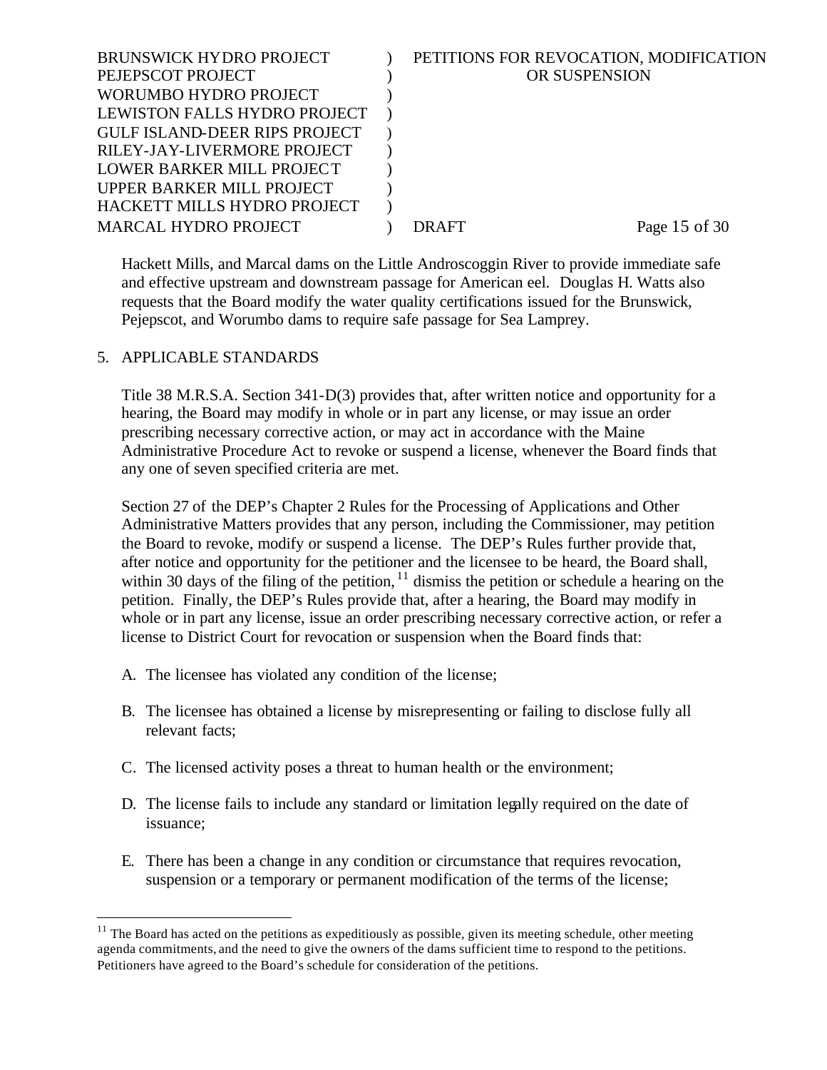Hackett Mills, and Marcal dams on the Little Androscoggin River to provide immediate safe and effective upstream and downstream passage for American eel. Douglas H. Watts also requests that the Board modify the water quality certifications issued for the Brunswick, Pejepscot, and Worumbo dams to require safe passage for Sea Lamprey.

5. APPLICABLE STANDARDS

Title 38 M.R.S.A. Section 341-D(3) provides that, after written notice and opportunity for a hearing, the Board may modify in whole or in part any license, or may issue an order prescribing necessary corrective action, or may act in accordance with the Maine Administrative Procedure Act to revoke or suspend a license, whenever the Board finds that any one of seven specified criteria are met.

Section 27 of the DEP's Chapter 2 Rules for the Processing of Applications and Other Administrative Matters provides that any person, including the Commissioner, may petition the Board to revoke, modify or suspend a license. The DEP's Rules further provide that, after notice and opportunity for the petitioner and the licensee to be heard, the Board shall, within 30 days of the filing of the petition,[11] dismiss the petition or schedule a hearing on the petition. Finally, the DEP's Rules provide that, after a hearing, the Board may modify in whole or in part any license, issue an order prescribing necessary corrective action, or refer a license to District Court for revocation or suspension when the Board finds that:

A. The licensee has violated any condition of the license;

B. The licensee has obtained a license by misrepresenting or failing to disclose fully all relevant facts;

C. The licensed activity poses a threat to human health or the environment;

D. The license fails to include any standard or limitation legally required on the date of issuance;

E. There has been a change in any condition or circumstance that requires revocation, suspension or a temporary or permanent modification of the terms of the license;

---

[11] The Board has acted on the petitions as expeditiously as possible, given its meeting schedule, other meeting agenda commitments, and the need to give the owners of the dams sufficient time to respond to the petitions. Petitioners have agreed to the Board's schedule for consideration of the petitions.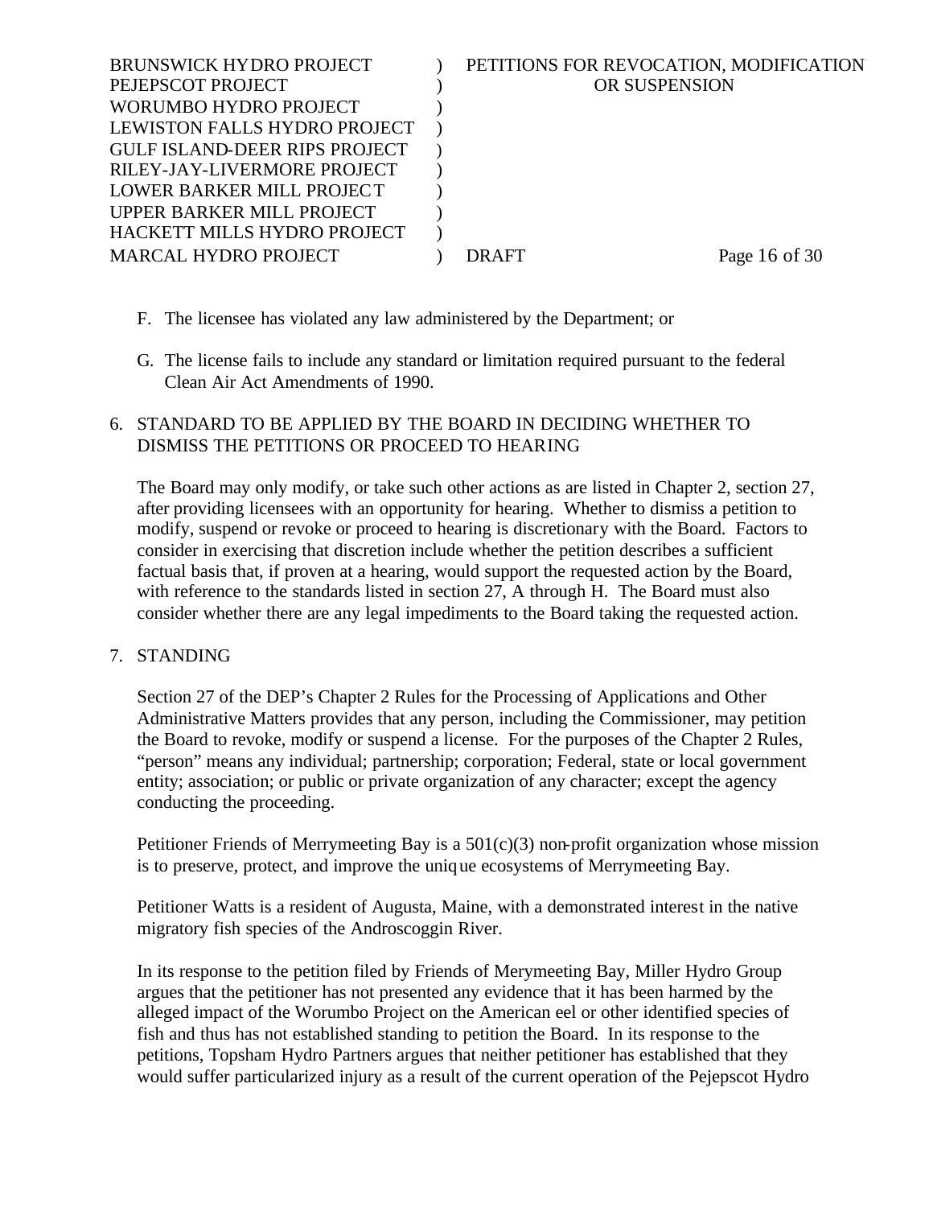F. The licensee has violated any law administered by the Department; or

G. The license fails to include any standard or limitation required pursuant to the federal Clean Air Act Amendments of 1990.

## 6. STANDARD TO BE APPLIED BY THE BOARD IN DECIDING WHETHER TO DISMISS THE PETITIONS OR PROCEED TO HEARING

The Board may only modify, or take such other actions as are listed in Chapter 2, section 27, after providing licensees with an opportunity for hearing. Whether to dismiss a petition to modify, suspend or revoke or proceed to hearing is discretionary with the Board. Factors to consider in exercising that discretion include whether the petition describes a sufficient factual basis that, if proven at a hearing, would support the requested action by the Board, with reference to the standards listed in section 27, A through H. The Board must also consider whether there are any legal impediments to the Board taking the requested action.

## 7. STANDING

Section 27 of the DEP's Chapter 2 Rules for the Processing of Applications and Other Administrative Matters provides that any person, including the Commissioner, may petition the Board to revoke, modify or suspend a license. For the purposes of the Chapter 2 Rules, "person" means any individual; partnership; corporation; Federal, state or local government entity; association; or public or private organization of any character; except the agency conducting the proceeding.

Petitioner Friends of Merrymeeting Bay is a 501(c)(3) non-profit organization whose mission is to preserve, protect, and improve the unique ecosystems of Merrymeeting Bay.

Petitioner Watts is a resident of Augusta, Maine, with a demonstrated interest in the native migratory fish species of the Androscoggin River.

In its response to the petition filed by Friends of Merymeeting Bay, Miller Hydro Group argues that the petitioner has not presented any evidence that it has been harmed by the alleged impact of the Worumbo Project on the American eel or other identified species of fish and thus has not established standing to petition the Board. In its response to the petitions, Topsham Hydro Partners argues that neither petitioner has established that they would suffer particularized injury as a result of the current operation of the Pejepscot Hydro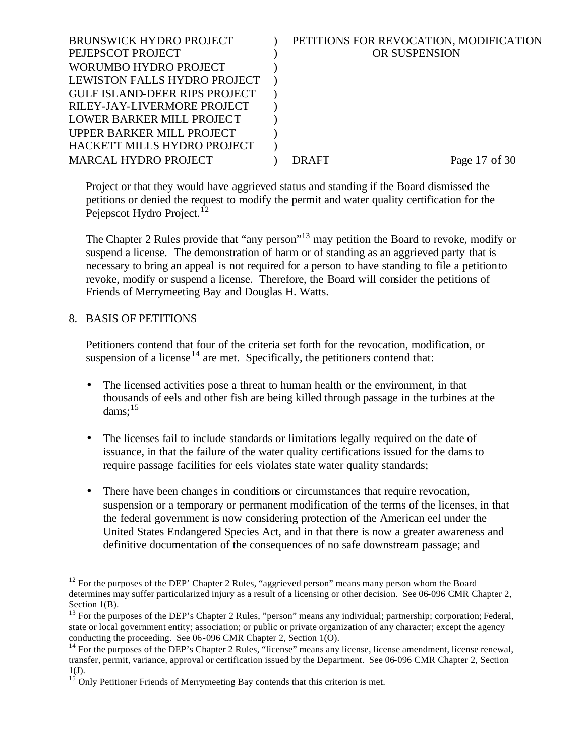Project or that they would have aggrieved status and standing if the Board dismissed the petitions or denied the request to modify the permit and water quality certification for the Pejepscot Hydro Project.[12]

The Chapter 2 Rules provide that "any person"[13] may petition the Board to revoke, modify or suspend a license. The demonstration of harm or of standing as an aggrieved party that is necessary to bring an appeal is not required for a person to have standing to file a petition to revoke, modify or suspend a license. Therefore, the Board will consider the petitions of Friends of Merrymeeting Bay and Douglas H. Watts.

## 8. BASIS OF PETITIONS

Petitioners contend that four of the criteria set forth for the revocation, modification, or suspension of a license[14] are met. Specifically, the petitioners contend that:

- The licensed activities pose a threat to human health or the environment, in that thousands of eels and other fish are being killed through passage in the turbines at the dams;[15]
- The licenses fail to include standards or limitations legally required on the date of issuance, in that the failure of the water quality certifications issued for the dams to require passage facilities for eels violates state water quality standards;
- There have been changes in conditions or circumstances that require revocation, suspension or a temporary or permanent modification of the terms of the licenses, in that the federal government is now considering protection of the American eel under the United States Endangered Species Act, and in that there is now a greater awareness and definitive documentation of the consequences of no safe downstream passage; and

---

[12] For the purposes of the DEP' Chapter 2 Rules, "aggrieved person" means many person whom the Board determines may suffer particularized injury as a result of a licensing or other decision. See 06-096 CMR Chapter 2, Section 1(B).

[13] For the purposes of the DEP's Chapter 2 Rules, "person" means any individual; partnership; corporation; Federal, state or local government entity; association; or public or private organization of any character; except the agency conducting the proceeding. See 06-096 CMR Chapter 2, Section 1(O).

[14] For the purposes of the DEP's Chapter 2 Rules, "license" means any license, license amendment, license renewal, transfer, permit, variance, approval or certification issued by the Department. See 06-096 CMR Chapter 2, Section 1(J).

[15] Only Petitioner Friends of Merrymeeting Bay contends that this criterion is met.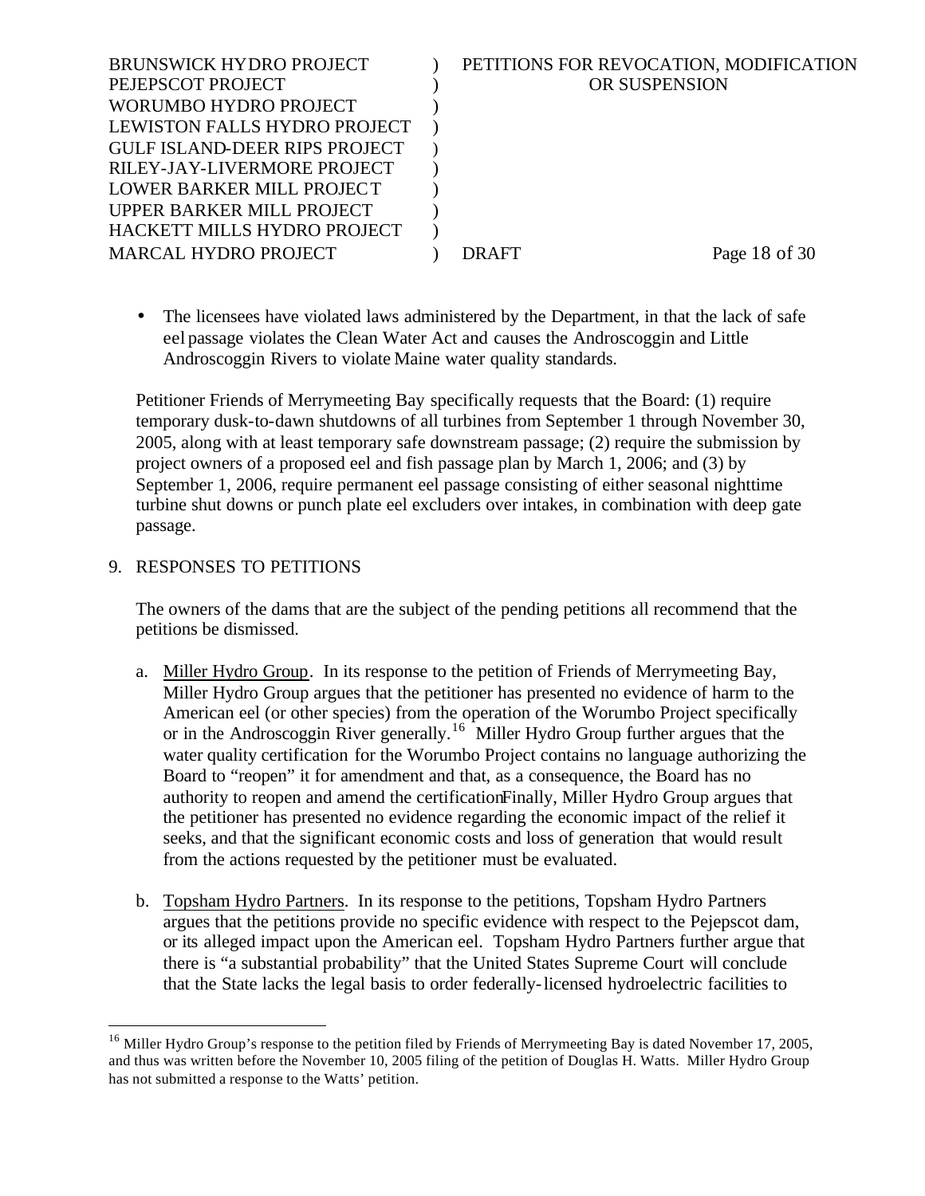- The licensees have violated laws administered by the Department, in that the lack of safe eel passage violates the Clean Water Act and causes the Androscoggin and Little Androscoggin Rivers to violate Maine water quality standards.

Petitioner Friends of Merrymeeting Bay specifically requests that the Board: (1) require temporary dusk-to-dawn shutdowns of all turbines from September 1 through November 30, 2005, along with at least temporary safe downstream passage; (2) require the submission by project owners of a proposed eel and fish passage plan by March 1, 2006; and (3) by September 1, 2006, require permanent eel passage consisting of either seasonal nighttime turbine shut downs or punch plate eel excluders over intakes, in combination with deep gate passage.

9. RESPONSES TO PETITIONS

The owners of the dams that are the subject of the pending petitions all recommend that the petitions be dismissed.

a. Miller Hydro Group. In its response to the petition of Friends of Merrymeeting Bay, Miller Hydro Group argues that the petitioner has presented no evidence of harm to the American eel (or other species) from the operation of the Worumbo Project specifically or in the Androscoggin River generally.[16] Miller Hydro Group further argues that the water quality certification for the Worumbo Project contains no language authorizing the Board to "reopen" it for amendment and that, as a consequence, the Board has no authority to reopen and amend the certification. Finally, Miller Hydro Group argues that the petitioner has presented no evidence regarding the economic impact of the relief it seeks, and that the significant economic costs and loss of generation that would result from the actions requested by the petitioner must be evaluated.

b. Topsham Hydro Partners. In its response to the petitions, Topsham Hydro Partners argues that the petitions provide no specific evidence with respect to the Pejepscot dam, or its alleged impact upon the American eel. Topsham Hydro Partners further argue that there is "a substantial probability" that the United States Supreme Court will conclude that the State lacks the legal basis to order federally-licensed hydroelectric facilities to

[16] Miller Hydro Group's response to the petition filed by Friends of Merrymeeting Bay is dated November 17, 2005, and thus was written before the November 10, 2005 filing of the petition of Douglas H. Watts. Miller Hydro Group has not submitted a response to the Watts' petition.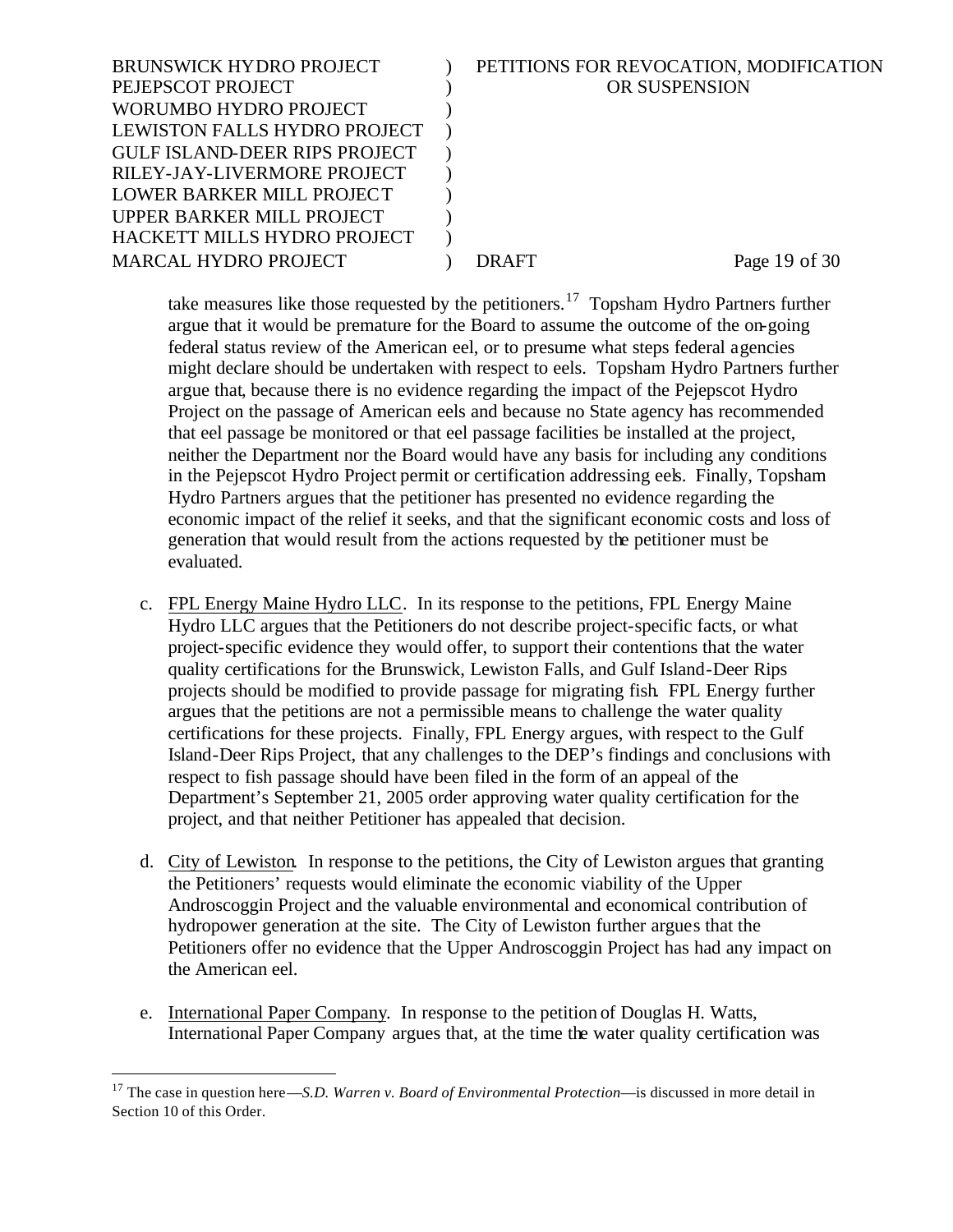take measures like those requested by the petitioners.[17] Topsham Hydro Partners further argue that it would be premature for the Board to assume the outcome of the on-going federal status review of the American eel, or to presume what steps federal agencies might declare should be undertaken with respect to eels. Topsham Hydro Partners further argue that, because there is no evidence regarding the impact of the Pejepscot Hydro Project on the passage of American eels and because no State agency has recommended that eel passage be monitored or that eel passage facilities be installed at the project, neither the Department nor the Board would have any basis for including any conditions in the Pejepscot Hydro Project permit or certification addressing eels. Finally, Topsham Hydro Partners argues that the petitioner has presented no evidence regarding the economic impact of the relief it seeks, and that the significant economic costs and loss of generation that would result from the actions requested by the petitioner must be evaluated.

c. <u>FPL Energy Maine Hydro LLC</u>. In its response to the petitions, FPL Energy Maine Hydro LLC argues that the Petitioners do not describe project-specific facts, or what project-specific evidence they would offer, to support their contentions that the water quality certifications for the Brunswick, Lewiston Falls, and Gulf Island-Deer Rips projects should be modified to provide passage for migrating fish. FPL Energy further argues that the petitions are not a permissible means to challenge the water quality certifications for these projects. Finally, FPL Energy argues, with respect to the Gulf Island-Deer Rips Project, that any challenges to the DEP's findings and conclusions with respect to fish passage should have been filed in the form of an appeal of the Department's September 21, 2005 order approving water quality certification for the project, and that neither Petitioner has appealed that decision.

d. <u>City of Lewiston</u>. In response to the petitions, the City of Lewiston argues that granting the Petitioners' requests would eliminate the economic viability of the Upper Androscoggin Project and the valuable environmental and economical contribution of hydropower generation at the site. The City of Lewiston further argues that the Petitioners offer no evidence that the Upper Androscoggin Project has had any impact on the American eel.

e. <u>International Paper Company</u>. In response to the petition of Douglas H. Watts, International Paper Company argues that, at the time the water quality certification was

---

[17] The case in question here—*S.D. Warren v. Board of Environmental Protection*—is discussed in more detail in Section 10 of this Order.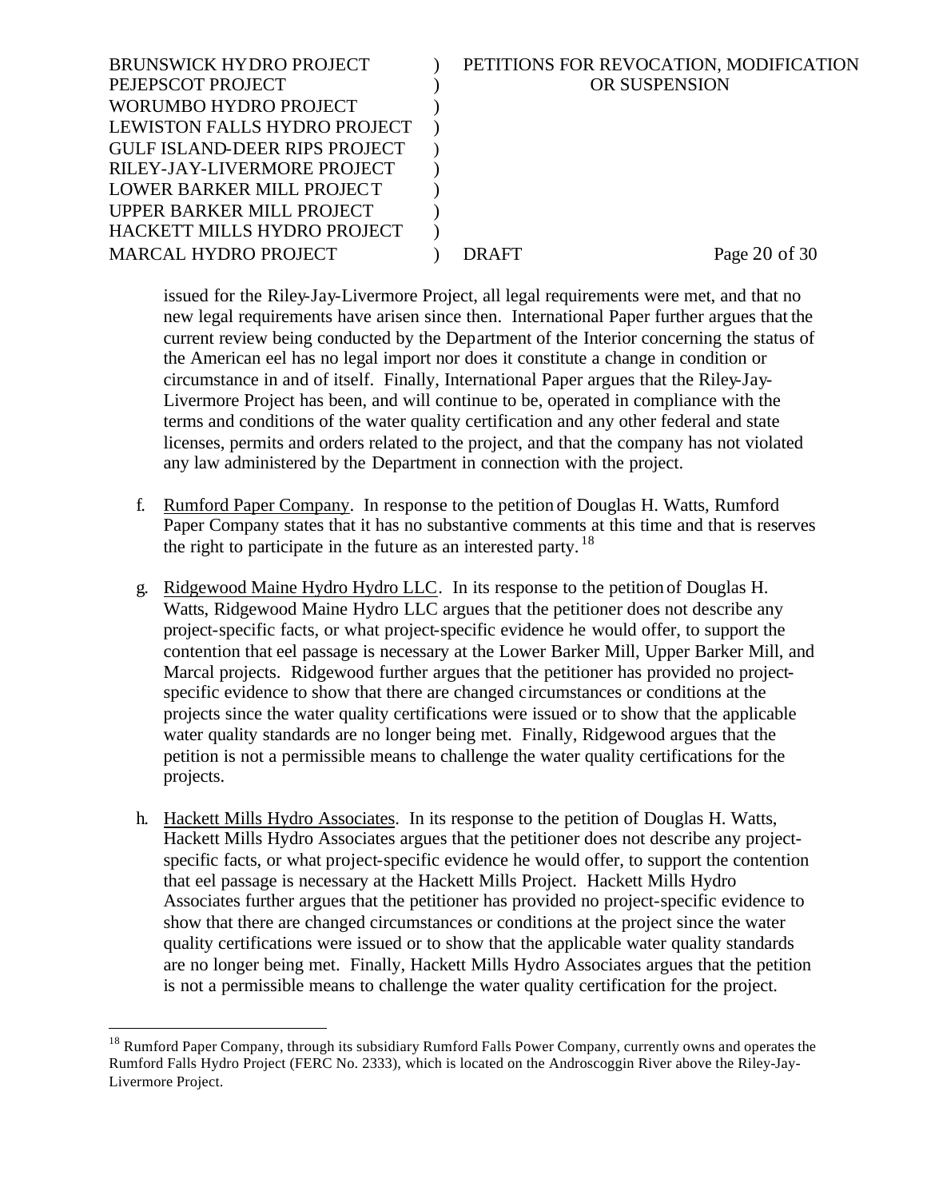issued for the Riley-Jay-Livermore Project, all legal requirements were met, and that no new legal requirements have arisen since then. International Paper further argues that the current review being conducted by the Department of the Interior concerning the status of the American eel has no legal import nor does it constitute a change in condition or circumstance in and of itself. Finally, International Paper argues that the Riley-Jay-Livermore Project has been, and will continue to be, operated in compliance with the terms and conditions of the water quality certification and any other federal and state licenses, permits and orders related to the project, and that the company has not violated any law administered by the Department in connection with the project.

f. Rumford Paper Company. In response to the petition of Douglas H. Watts, Rumford Paper Company states that it has no substantive comments at this time and that is reserves the right to participate in the future as an interested party.[18]

g. Ridgewood Maine Hydro Hydro LLC. In its response to the petition of Douglas H. Watts, Ridgewood Maine Hydro LLC argues that the petitioner does not describe any project-specific facts, or what project-specific evidence he would offer, to support the contention that eel passage is necessary at the Lower Barker Mill, Upper Barker Mill, and Marcal projects. Ridgewood further argues that the petitioner has provided no project-specific evidence to show that there are changed circumstances or conditions at the projects since the water quality certifications were issued or to show that the applicable water quality standards are no longer being met. Finally, Ridgewood argues that the petition is not a permissible means to challenge the water quality certifications for the projects.

h. Hackett Mills Hydro Associates. In its response to the petition of Douglas H. Watts, Hackett Mills Hydro Associates argues that the petitioner does not describe any project-specific facts, or what project-specific evidence he would offer, to support the contention that eel passage is necessary at the Hackett Mills Project. Hackett Mills Hydro Associates further argues that the petitioner has provided no project-specific evidence to show that there are changed circumstances or conditions at the project since the water quality certifications were issued or to show that the applicable water quality standards are no longer being met. Finally, Hackett Mills Hydro Associates argues that the petition is not a permissible means to challenge the water quality certification for the project.

[18] Rumford Paper Company, through its subsidiary Rumford Falls Power Company, currently owns and operates the Rumford Falls Hydro Project (FERC No. 2333), which is located on the Androscoggin River above the Riley-Jay-Livermore Project.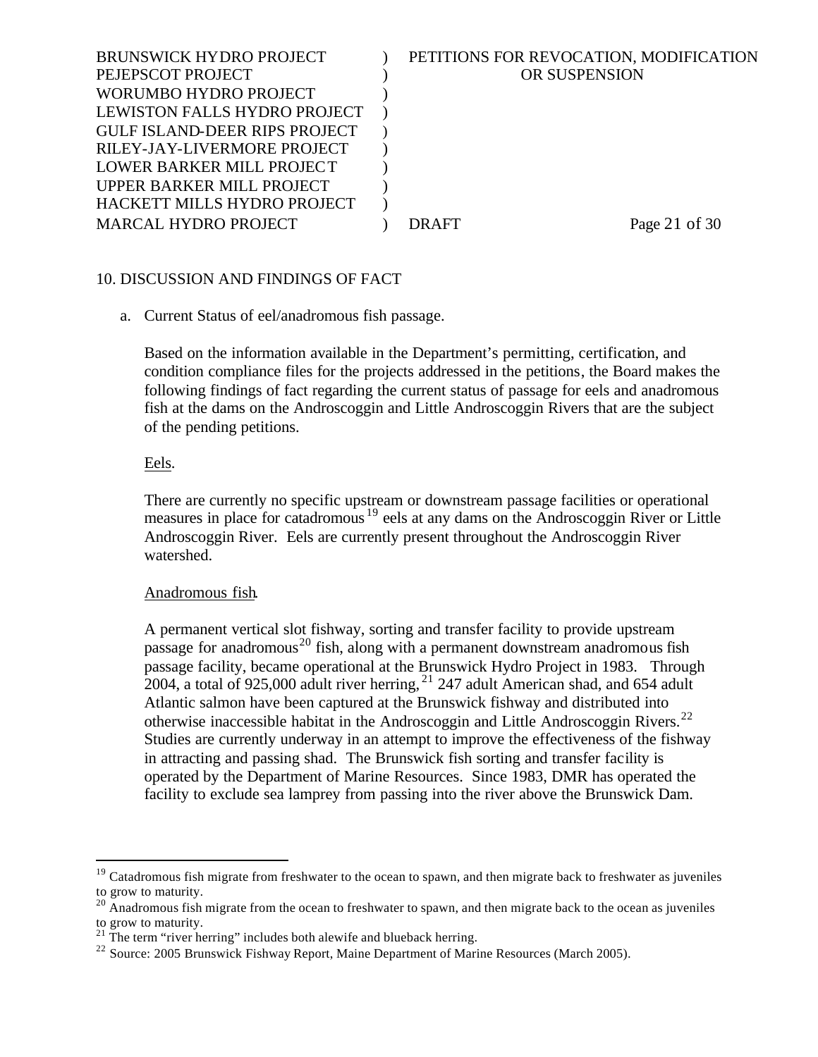## 10. DISCUSSION AND FINDINGS OF FACT

a. Current Status of eel/anadromous fish passage.

Based on the information available in the Department's permitting, certification, and condition compliance files for the projects addressed in the petitions, the Board makes the following findings of fact regarding the current status of passage for eels and anadromous fish at the dams on the Androscoggin and Little Androscoggin Rivers that are the subject of the pending petitions.

Eels.

There are currently no specific upstream or downstream passage facilities or operational measures in place for catadromous[19] eels at any dams on the Androscoggin River or Little Androscoggin River. Eels are currently present throughout the Androscoggin River watershed.

Anadromous fish.

A permanent vertical slot fishway, sorting and transfer facility to provide upstream passage for anadromous[20] fish, along with a permanent downstream anadromous fish passage facility, became operational at the Brunswick Hydro Project in 1983. Through 2004, a total of 925,000 adult river herring,[21] 247 adult American shad, and 654 adult Atlantic salmon have been captured at the Brunswick fishway and distributed into otherwise inaccessible habitat in the Androscoggin and Little Androscoggin Rivers.[22] Studies are currently underway in an attempt to improve the effectiveness of the fishway in attracting and passing shad. The Brunswick fish sorting and transfer facility is operated by the Department of Marine Resources. Since 1983, DMR has operated the facility to exclude sea lamprey from passing into the river above the Brunswick Dam.

---

[19] Catadromous fish migrate from freshwater to the ocean to spawn, and then migrate back to freshwater as juveniles to grow to maturity.

[20] Anadromous fish migrate from the ocean to freshwater to spawn, and then migrate back to the ocean as juveniles to grow to maturity.

[21] The term "river herring" includes both alewife and blueback herring.

[22] Source: 2005 Brunswick Fishway Report, Maine Department of Marine Resources (March 2005).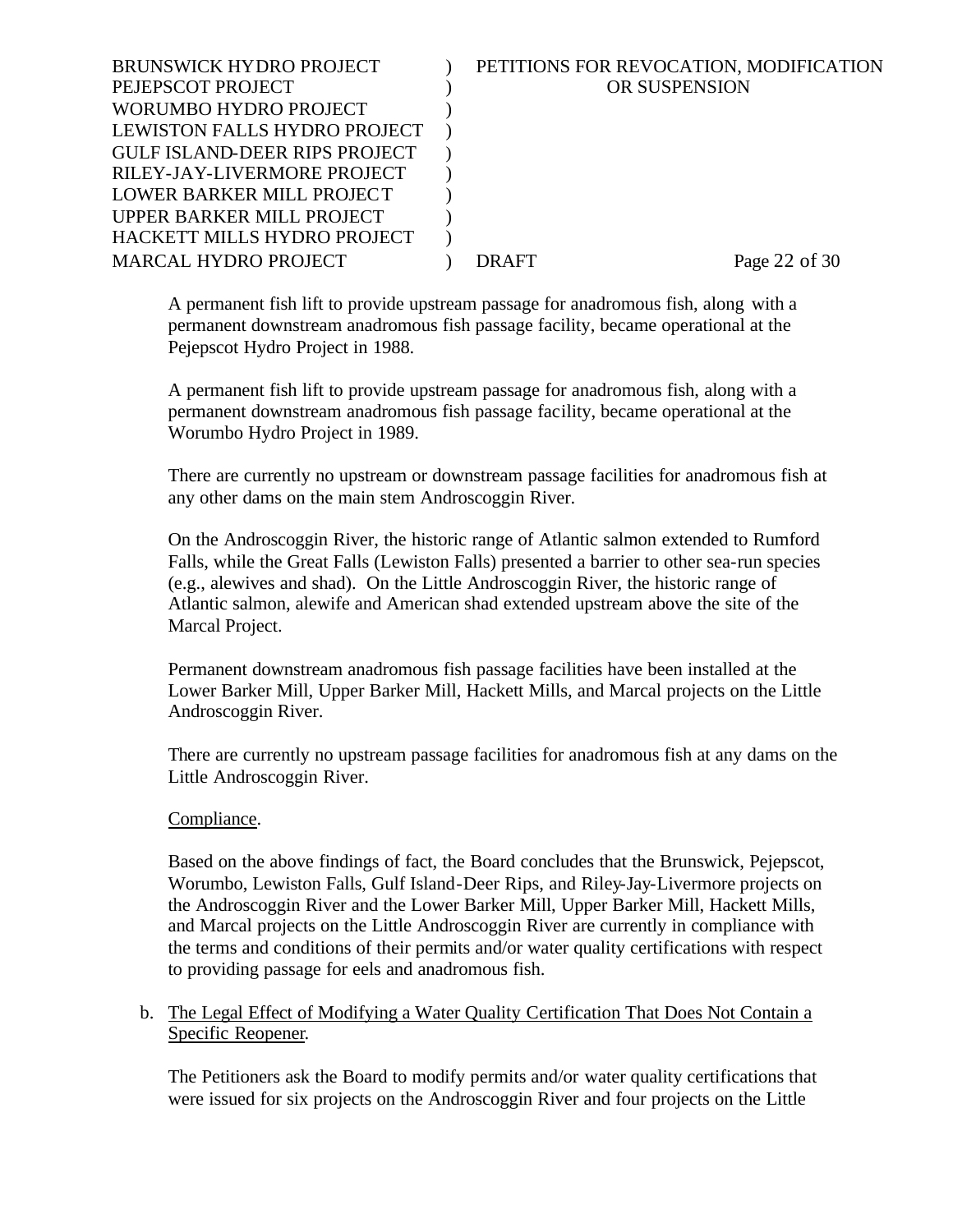A permanent fish lift to provide upstream passage for anadromous fish, along with a permanent downstream anadromous fish passage facility, became operational at the Pejepscot Hydro Project in 1988.

A permanent fish lift to provide upstream passage for anadromous fish, along with a permanent downstream anadromous fish passage facility, became operational at the Worumbo Hydro Project in 1989.

There are currently no upstream or downstream passage facilities for anadromous fish at any other dams on the main stem Androscoggin River.

On the Androscoggin River, the historic range of Atlantic salmon extended to Rumford Falls, while the Great Falls (Lewiston Falls) presented a barrier to other sea-run species (e.g., alewives and shad). On the Little Androscoggin River, the historic range of Atlantic salmon, alewife and American shad extended upstream above the site of the Marcal Project.

Permanent downstream anadromous fish passage facilities have been installed at the Lower Barker Mill, Upper Barker Mill, Hackett Mills, and Marcal projects on the Little Androscoggin River.

There are currently no upstream passage facilities for anadromous fish at any dams on the Little Androscoggin River.

Compliance.

Based on the above findings of fact, the Board concludes that the Brunswick, Pejepscot, Worumbo, Lewiston Falls, Gulf Island-Deer Rips, and Riley-Jay-Livermore projects on the Androscoggin River and the Lower Barker Mill, Upper Barker Mill, Hackett Mills, and Marcal projects on the Little Androscoggin River are currently in compliance with the terms and conditions of their permits and/or water quality certifications with respect to providing passage for eels and anadromous fish.

b. The Legal Effect of Modifying a Water Quality Certification That Does Not Contain a Specific Reopener.

The Petitioners ask the Board to modify permits and/or water quality certifications that were issued for six projects on the Androscoggin River and four projects on the Little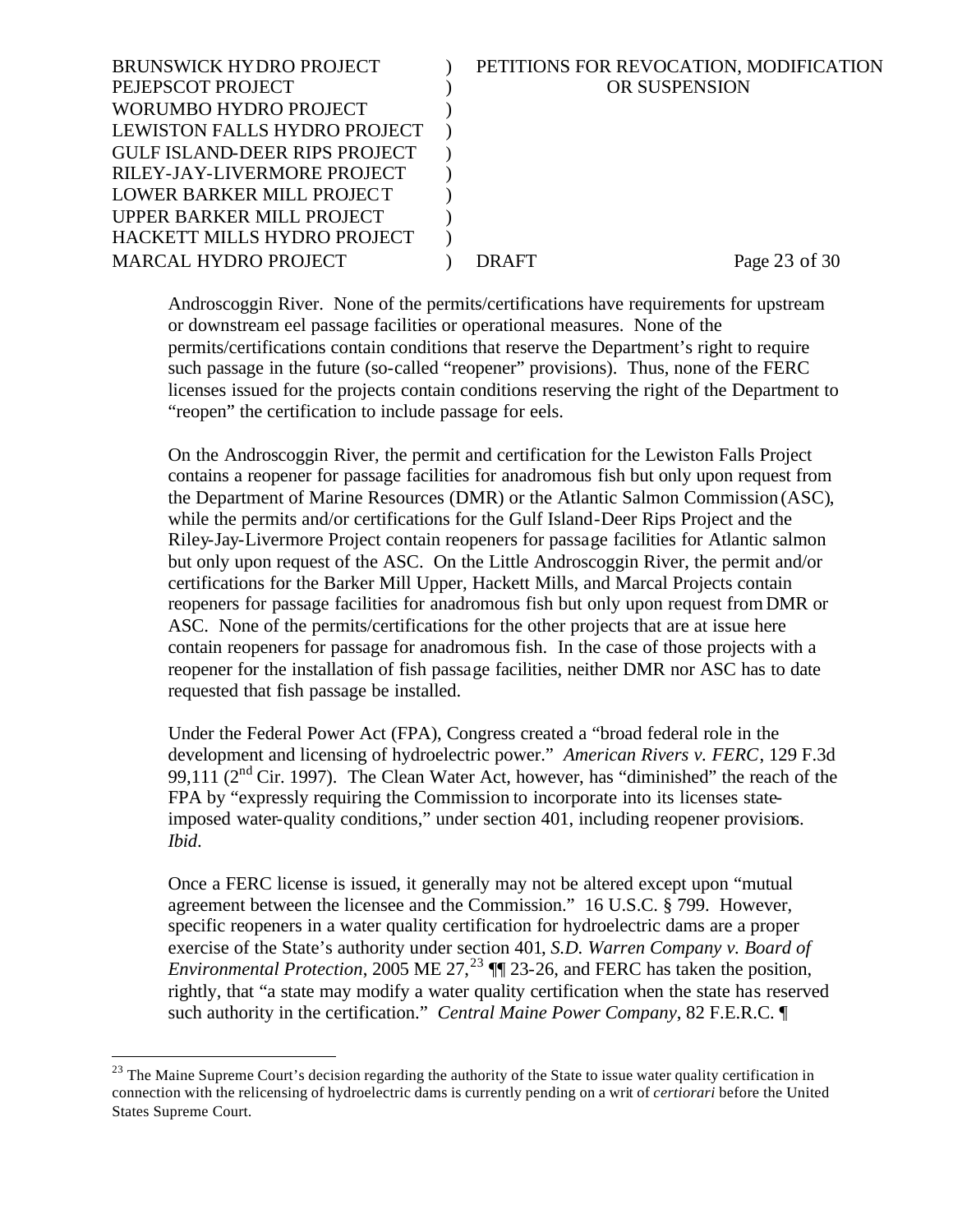Androscoggin River. None of the permits/certifications have requirements for upstream or downstream eel passage facilities or operational measures. None of the permits/certifications contain conditions that reserve the Department's right to require such passage in the future (so-called "reopener" provisions). Thus, none of the FERC licenses issued for the projects contain conditions reserving the right of the Department to "reopen" the certification to include passage for eels.

On the Androscoggin River, the permit and certification for the Lewiston Falls Project contains a reopener for passage facilities for anadromous fish but only upon request from the Department of Marine Resources (DMR) or the Atlantic Salmon Commission (ASC), while the permits and/or certifications for the Gulf Island-Deer Rips Project and the Riley-Jay-Livermore Project contain reopeners for passage facilities for Atlantic salmon but only upon request of the ASC. On the Little Androscoggin River, the permit and/or certifications for the Barker Mill Upper, Hackett Mills, and Marcal Projects contain reopeners for passage facilities for anadromous fish but only upon request from DMR or ASC. None of the permits/certifications for the other projects that are at issue here contain reopeners for passage for anadromous fish. In the case of those projects with a reopener for the installation of fish passage facilities, neither DMR nor ASC has to date requested that fish passage be installed.

Under the Federal Power Act (FPA), Congress created a "broad federal role in the development and licensing of hydroelectric power." *American Rivers v. FERC*, 129 F.3d 99,111 (2nd Cir. 1997). The Clean Water Act, however, has "diminished" the reach of the FPA by "expressly requiring the Commission to incorporate into its licenses state-imposed water-quality conditions," under section 401, including reopener provisions. *Ibid*.

Once a FERC license is issued, it generally may not be altered except upon "mutual agreement between the licensee and the Commission." 16 U.S.C. § 799. However, specific reopeners in a water quality certification for hydroelectric dams are a proper exercise of the State's authority under section 401, *S.D. Warren Company v. Board of Environmental Protection*, 2005 ME 27,[23] ¶¶ 23-26, and FERC has taken the position, rightly, that "a state may modify a water quality certification when the state has reserved such authority in the certification." *Central Maine Power Company*, 82 F.E.R.C. ¶

[23] The Maine Supreme Court's decision regarding the authority of the State to issue water quality certification in connection with the relicensing of hydroelectric dams is currently pending on a writ of *certiorari* before the United States Supreme Court.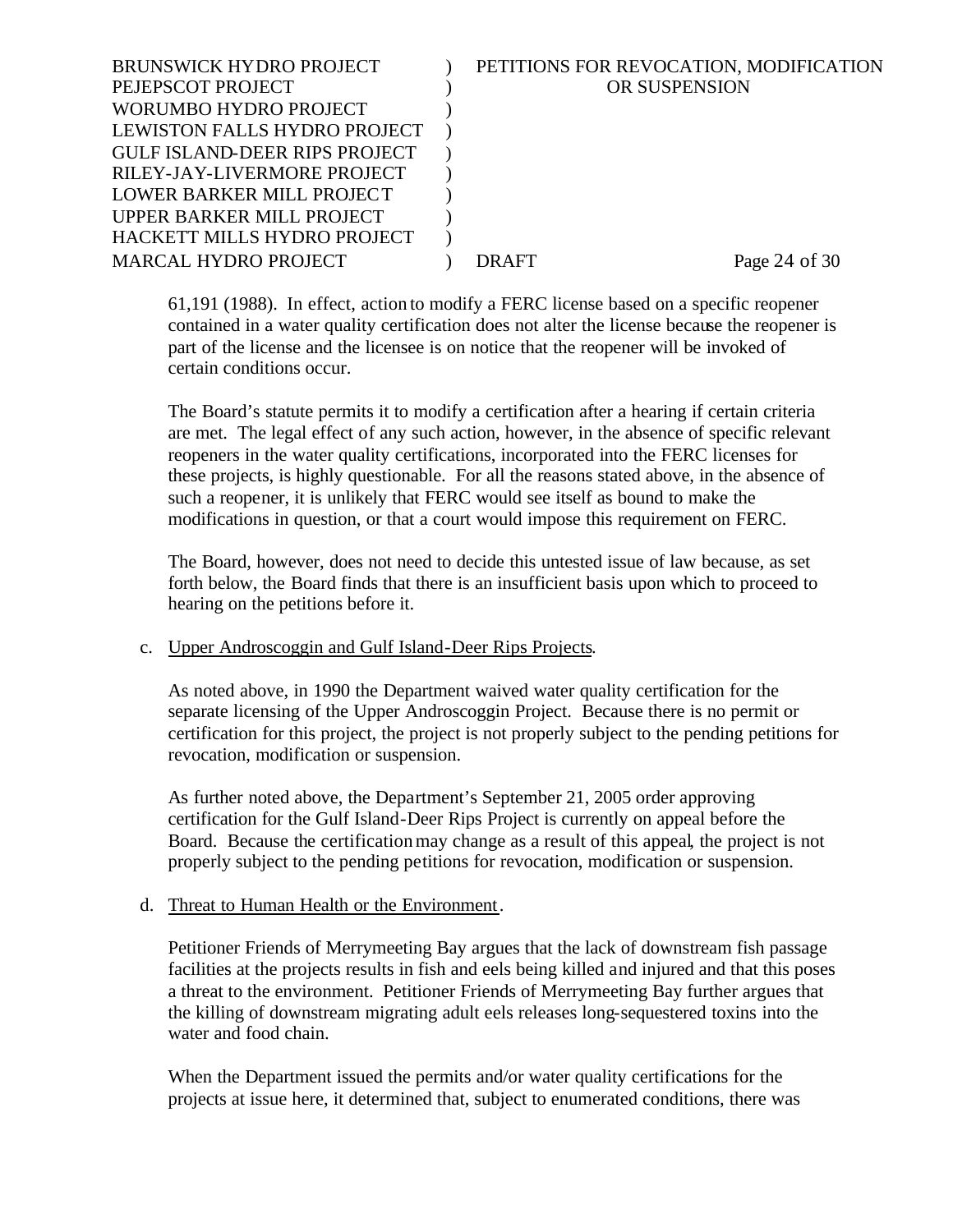61,191 (1988). In effect, action to modify a FERC license based on a specific reopener contained in a water quality certification does not alter the license because the reopener is part of the license and the licensee is on notice that the reopener will be invoked of certain conditions occur.

The Board's statute permits it to modify a certification after a hearing if certain criteria are met. The legal effect of any such action, however, in the absence of specific relevant reopeners in the water quality certifications, incorporated into the FERC licenses for these projects, is highly questionable. For all the reasons stated above, in the absence of such a reopener, it is unlikely that FERC would see itself as bound to make the modifications in question, or that a court would impose this requirement on FERC.

The Board, however, does not need to decide this untested issue of law because, as set forth below, the Board finds that there is an insufficient basis upon which to proceed to hearing on the petitions before it.

c. Upper Androscoggin and Gulf Island-Deer Rips Projects.

As noted above, in 1990 the Department waived water quality certification for the separate licensing of the Upper Androscoggin Project. Because there is no permit or certification for this project, the project is not properly subject to the pending petitions for revocation, modification or suspension.

As further noted above, the Department's September 21, 2005 order approving certification for the Gulf Island-Deer Rips Project is currently on appeal before the Board. Because the certification may change as a result of this appeal, the project is not properly subject to the pending petitions for revocation, modification or suspension.

d. Threat to Human Health or the Environment.

Petitioner Friends of Merrymeeting Bay argues that the lack of downstream fish passage facilities at the projects results in fish and eels being killed and injured and that this poses a threat to the environment. Petitioner Friends of Merrymeeting Bay further argues that the killing of downstream migrating adult eels releases long-sequestered toxins into the water and food chain.

When the Department issued the permits and/or water quality certifications for the projects at issue here, it determined that, subject to enumerated conditions, there was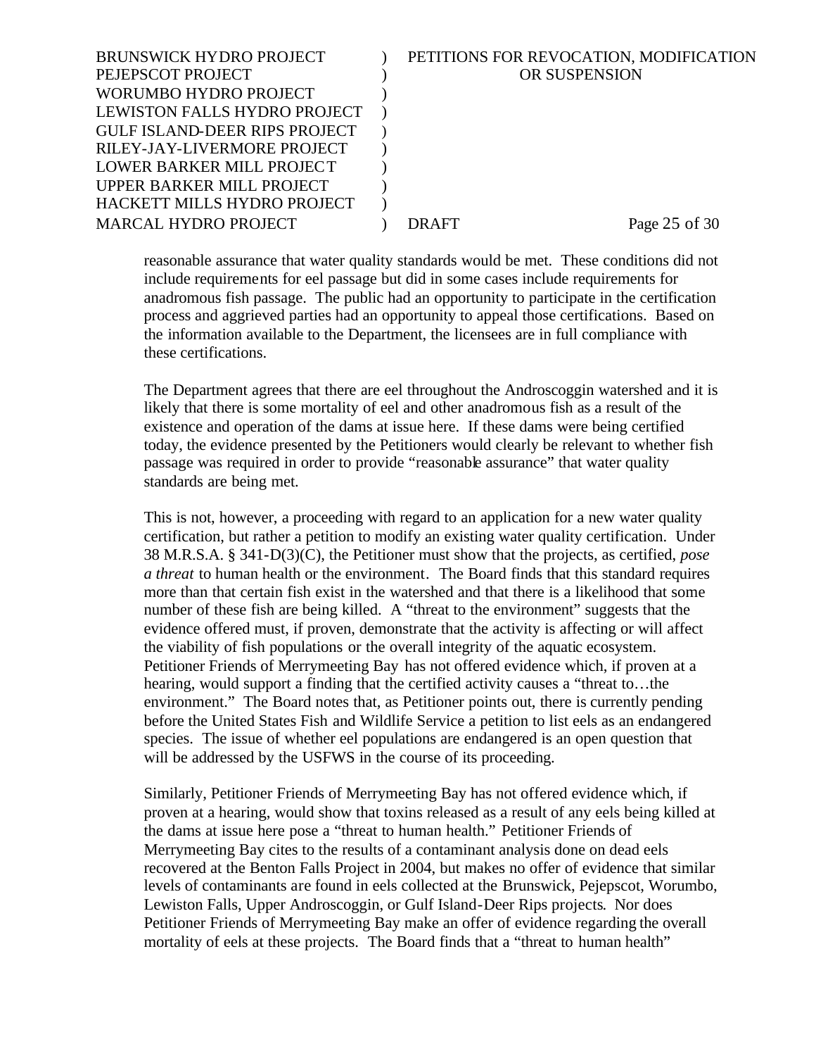reasonable assurance that water quality standards would be met. These conditions did not include requirements for eel passage but did in some cases include requirements for anadromous fish passage. The public had an opportunity to participate in the certification process and aggrieved parties had an opportunity to appeal those certifications. Based on the information available to the Department, the licensees are in full compliance with these certifications.

The Department agrees that there are eel throughout the Androscoggin watershed and it is likely that there is some mortality of eel and other anadromous fish as a result of the existence and operation of the dams at issue here. If these dams were being certified today, the evidence presented by the Petitioners would clearly be relevant to whether fish passage was required in order to provide "reasonable assurance" that water quality standards are being met.

This is not, however, a proceeding with regard to an application for a new water quality certification, but rather a petition to modify an existing water quality certification. Under 38 M.R.S.A. § 341-D(3)(C), the Petitioner must show that the projects, as certified, *pose a threat* to human health or the environment. The Board finds that this standard requires more than that certain fish exist in the watershed and that there is a likelihood that some number of these fish are being killed. A "threat to the environment" suggests that the evidence offered must, if proven, demonstrate that the activity is affecting or will affect the viability of fish populations or the overall integrity of the aquatic ecosystem. Petitioner Friends of Merrymeeting Bay has not offered evidence which, if proven at a hearing, would support a finding that the certified activity causes a "threat to…the environment." The Board notes that, as Petitioner points out, there is currently pending before the United States Fish and Wildlife Service a petition to list eels as an endangered species. The issue of whether eel populations are endangered is an open question that will be addressed by the USFWS in the course of its proceeding.

Similarly, Petitioner Friends of Merrymeeting Bay has not offered evidence which, if proven at a hearing, would show that toxins released as a result of any eels being killed at the dams at issue here pose a "threat to human health." Petitioner Friends of Merrymeeting Bay cites to the results of a contaminant analysis done on dead eels recovered at the Benton Falls Project in 2004, but makes no offer of evidence that similar levels of contaminants are found in eels collected at the Brunswick, Pejepscot, Worumbo, Lewiston Falls, Upper Androscoggin, or Gulf Island-Deer Rips projects. Nor does Petitioner Friends of Merrymeeting Bay make an offer of evidence regarding the overall mortality of eels at these projects. The Board finds that a "threat to human health"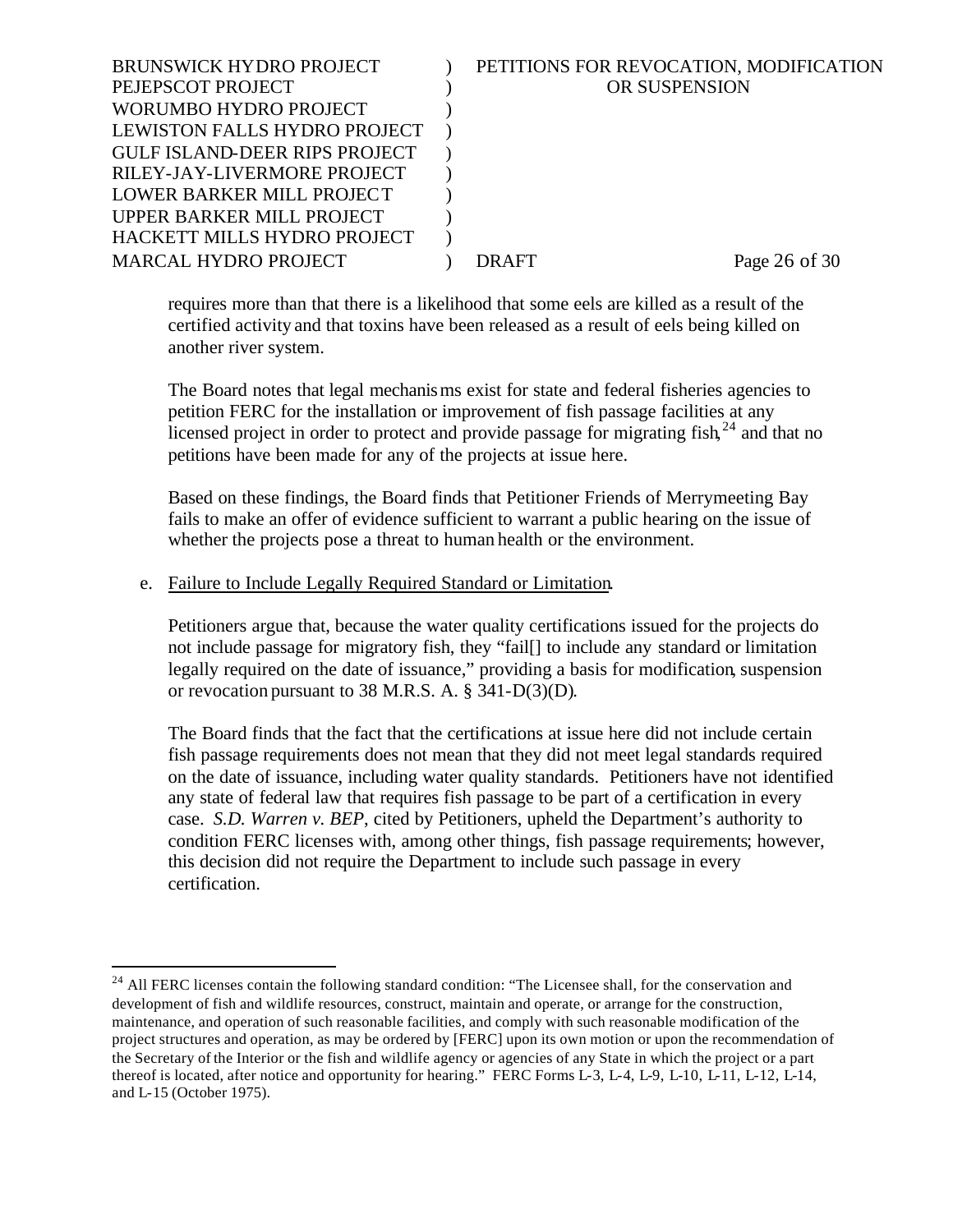requires more than that there is a likelihood that some eels are killed as a result of the certified activity and that toxins have been released as a result of eels being killed on another river system.

The Board notes that legal mechanisms exist for state and federal fisheries agencies to petition FERC for the installation or improvement of fish passage facilities at any licensed project in order to protect and provide passage for migrating fish,[24] and that no petitions have been made for any of the projects at issue here.

Based on these findings, the Board finds that Petitioner Friends of Merrymeeting Bay fails to make an offer of evidence sufficient to warrant a public hearing on the issue of whether the projects pose a threat to human health or the environment.

e. Failure to Include Legally Required Standard or Limitation.

Petitioners argue that, because the water quality certifications issued for the projects do not include passage for migratory fish, they "fail[] to include any standard or limitation legally required on the date of issuance," providing a basis for modification, suspension or revocation pursuant to 38 M.R.S. A. § 341-D(3)(D).

The Board finds that the fact that the certifications at issue here did not include certain fish passage requirements does not mean that they did not meet legal standards required on the date of issuance, including water quality standards. Petitioners have not identified any state of federal law that requires fish passage to be part of a certification in every case. *S.D. Warren v. BEP*, cited by Petitioners, upheld the Department's authority to condition FERC licenses with, among other things, fish passage requirements; however, this decision did not require the Department to include such passage in every certification.

---

[24] All FERC licenses contain the following standard condition: "The Licensee shall, for the conservation and development of fish and wildlife resources, construct, maintain and operate, or arrange for the construction, maintenance, and operation of such reasonable facilities, and comply with such reasonable modification of the project structures and operation, as may be ordered by [FERC] upon its own motion or upon the recommendation of the Secretary of the Interior or the fish and wildlife agency or agencies of any State in which the project or a part thereof is located, after notice and opportunity for hearing." FERC Forms L-3, L-4, L-9, L-10, L-11, L-12, L-14, and L-15 (October 1975).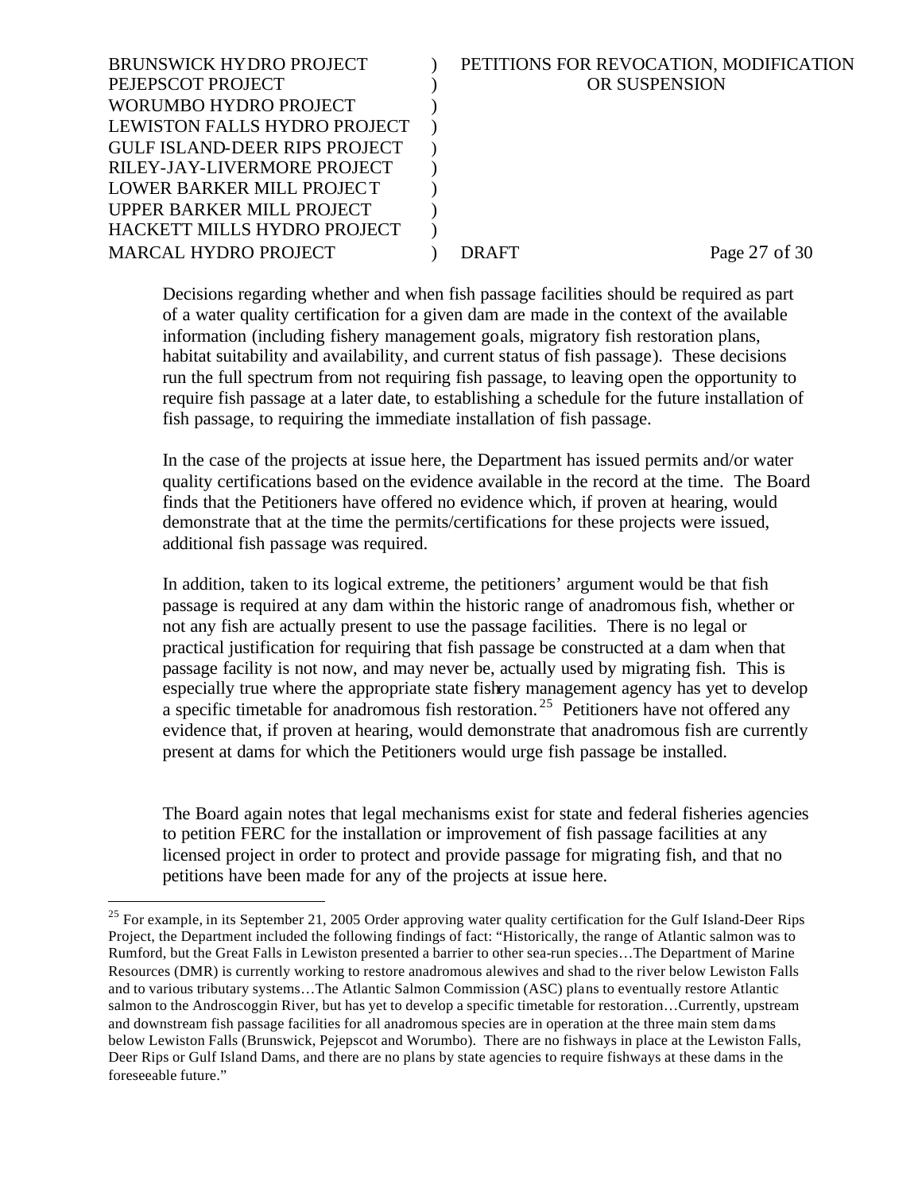Decisions regarding whether and when fish passage facilities should be required as part of a water quality certification for a given dam are made in the context of the available information (including fishery management goals, migratory fish restoration plans, habitat suitability and availability, and current status of fish passage). These decisions run the full spectrum from not requiring fish passage, to leaving open the opportunity to require fish passage at a later date, to establishing a schedule for the future installation of fish passage, to requiring the immediate installation of fish passage.

In the case of the projects at issue here, the Department has issued permits and/or water quality certifications based on the evidence available in the record at the time. The Board finds that the Petitioners have offered no evidence which, if proven at hearing, would demonstrate that at the time the permits/certifications for these projects were issued, additional fish passage was required.

In addition, taken to its logical extreme, the petitioners' argument would be that fish passage is required at any dam within the historic range of anadromous fish, whether or not any fish are actually present to use the passage facilities. There is no legal or practical justification for requiring that fish passage be constructed at a dam when that passage facility is not now, and may never be, actually used by migrating fish. This is especially true where the appropriate state fishery management agency has yet to develop a specific timetable for anadromous fish restoration.[25] Petitioners have not offered any evidence that, if proven at hearing, would demonstrate that anadromous fish are currently present at dams for which the Petitioners would urge fish passage be installed.

The Board again notes that legal mechanisms exist for state and federal fisheries agencies to petition FERC for the installation or improvement of fish passage facilities at any licensed project in order to protect and provide passage for migrating fish, and that no petitions have been made for any of the projects at issue here.

---

[25] For example, in its September 21, 2005 Order approving water quality certification for the Gulf Island-Deer Rips Project, the Department included the following findings of fact: "Historically, the range of Atlantic salmon was to Rumford, but the Great Falls in Lewiston presented a barrier to other sea-run species…The Department of Marine Resources (DMR) is currently working to restore anadromous alewives and shad to the river below Lewiston Falls and to various tributary systems…The Atlantic Salmon Commission (ASC) plans to eventually restore Atlantic salmon to the Androscoggin River, but has yet to develop a specific timetable for restoration…Currently, upstream and downstream fish passage facilities for all anadromous species are in operation at the three main stem dams below Lewiston Falls (Brunswick, Pejepscot and Worumbo). There are no fishways in place at the Lewiston Falls, Deer Rips or Gulf Island Dams, and there are no plans by state agencies to require fishways at these dams in the foreseeable future."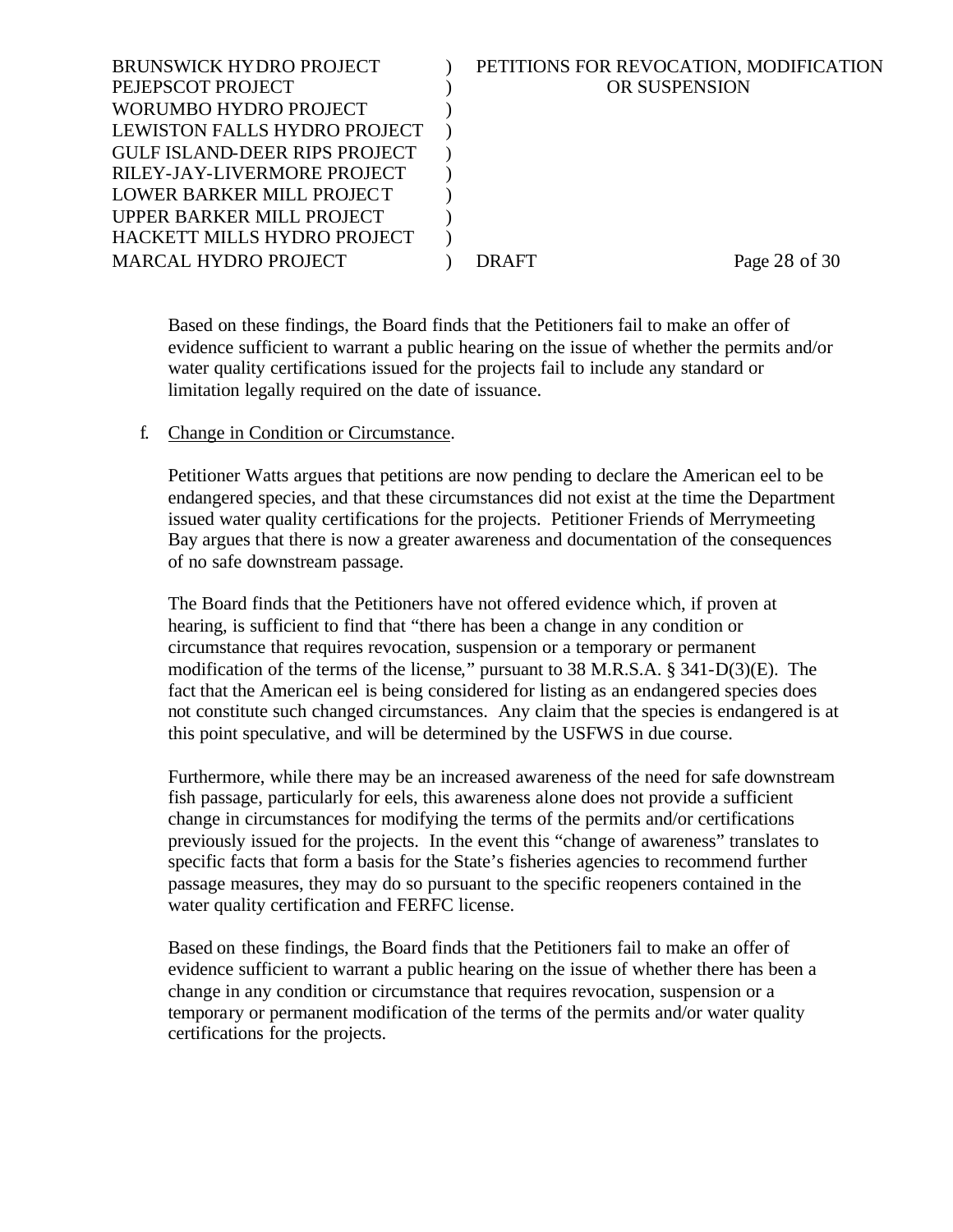Based on these findings, the Board finds that the Petitioners fail to make an offer of evidence sufficient to warrant a public hearing on the issue of whether the permits and/or water quality certifications issued for the projects fail to include any standard or limitation legally required on the date of issuance.

f. Change in Condition or Circumstance.

Petitioner Watts argues that petitions are now pending to declare the American eel to be endangered species, and that these circumstances did not exist at the time the Department issued water quality certifications for the projects. Petitioner Friends of Merrymeeting Bay argues that there is now a greater awareness and documentation of the consequences of no safe downstream passage.

The Board finds that the Petitioners have not offered evidence which, if proven at hearing, is sufficient to find that "there has been a change in any condition or circumstance that requires revocation, suspension or a temporary or permanent modification of the terms of the license," pursuant to 38 M.R.S.A. § 341-D(3)(E). The fact that the American eel is being considered for listing as an endangered species does not constitute such changed circumstances. Any claim that the species is endangered is at this point speculative, and will be determined by the USFWS in due course.

Furthermore, while there may be an increased awareness of the need for safe downstream fish passage, particularly for eels, this awareness alone does not provide a sufficient change in circumstances for modifying the terms of the permits and/or certifications previously issued for the projects. In the event this "change of awareness" translates to specific facts that form a basis for the State's fisheries agencies to recommend further passage measures, they may do so pursuant to the specific reopeners contained in the water quality certification and FERFC license.

Based on these findings, the Board finds that the Petitioners fail to make an offer of evidence sufficient to warrant a public hearing on the issue of whether there has been a change in any condition or circumstance that requires revocation, suspension or a temporary or permanent modification of the terms of the permits and/or water quality certifications for the projects.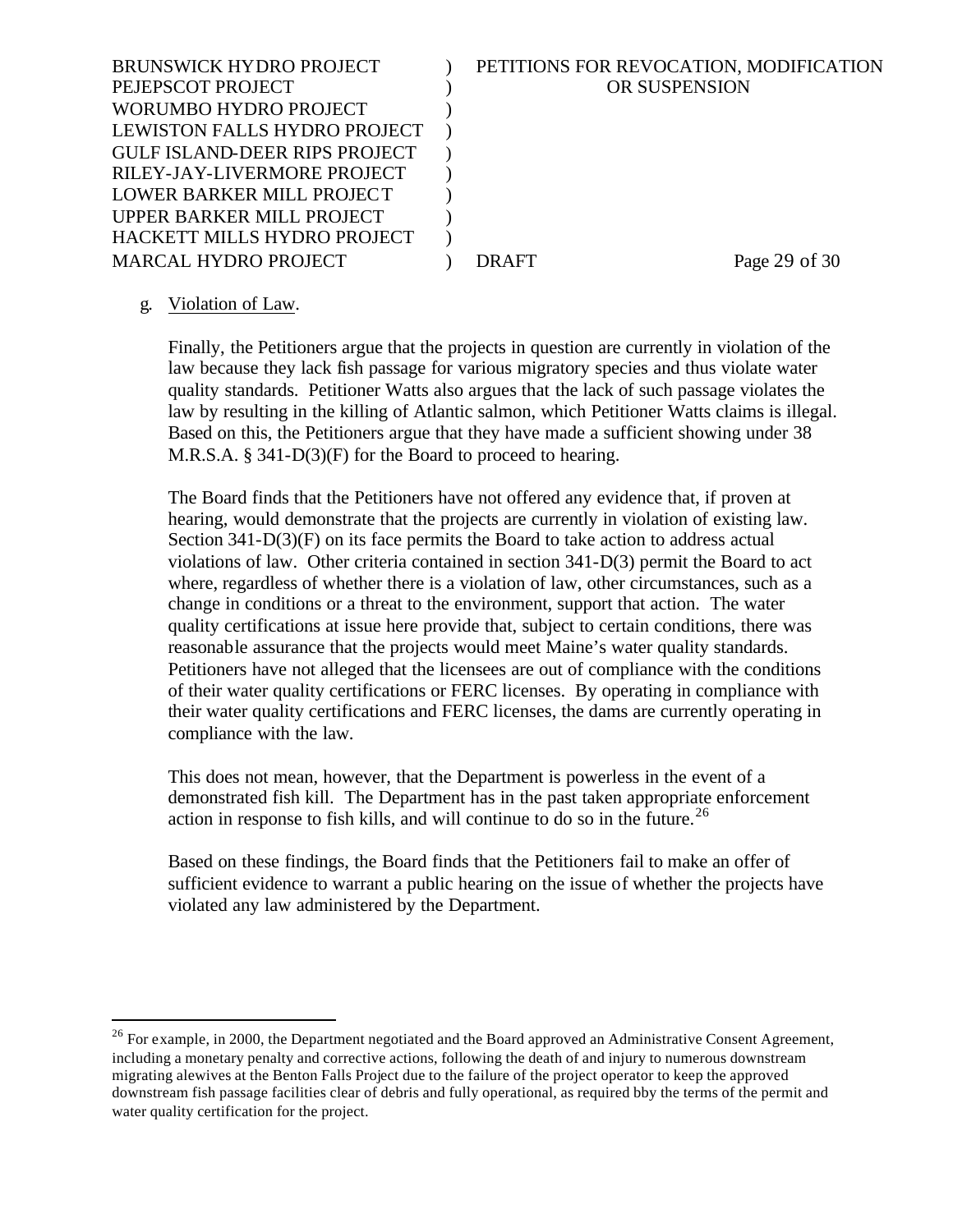g. Violation of Law.

Finally, the Petitioners argue that the projects in question are currently in violation of the law because they lack fish passage for various migratory species and thus violate water quality standards. Petitioner Watts also argues that the lack of such passage violates the law by resulting in the killing of Atlantic salmon, which Petitioner Watts claims is illegal. Based on this, the Petitioners argue that they have made a sufficient showing under 38 M.R.S.A. § 341-D(3)(F) for the Board to proceed to hearing.

The Board finds that the Petitioners have not offered any evidence that, if proven at hearing, would demonstrate that the projects are currently in violation of existing law. Section 341-D(3)(F) on its face permits the Board to take action to address actual violations of law. Other criteria contained in section 341-D(3) permit the Board to act where, regardless of whether there is a violation of law, other circumstances, such as a change in conditions or a threat to the environment, support that action. The water quality certifications at issue here provide that, subject to certain conditions, there was reasonable assurance that the projects would meet Maine's water quality standards. Petitioners have not alleged that the licensees are out of compliance with the conditions of their water quality certifications or FERC licenses. By operating in compliance with their water quality certifications and FERC licenses, the dams are currently operating in compliance with the law.

This does not mean, however, that the Department is powerless in the event of a demonstrated fish kill. The Department has in the past taken appropriate enforcement action in response to fish kills, and will continue to do so in the future.[26]

Based on these findings, the Board finds that the Petitioners fail to make an offer of sufficient evidence to warrant a public hearing on the issue of whether the projects have violated any law administered by the Department.

---

[26] For example, in 2000, the Department negotiated and the Board approved an Administrative Consent Agreement, including a monetary penalty and corrective actions, following the death of and injury to numerous downstream migrating alewives at the Benton Falls Project due to the failure of the project operator to keep the approved downstream fish passage facilities clear of debris and fully operational, as required bby the terms of the permit and water quality certification for the project.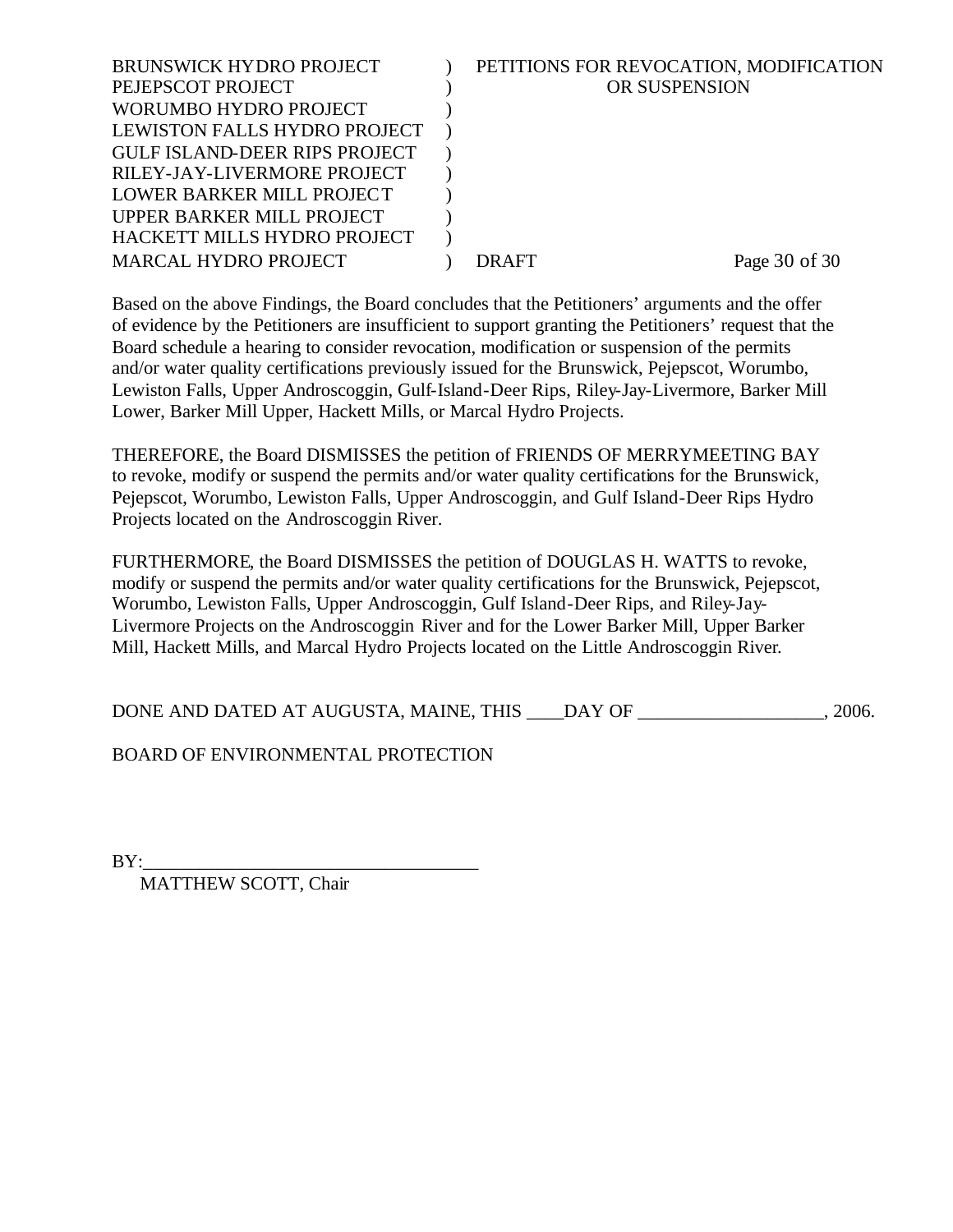BRUNSWICK HYDRO PROJECT ) PETITIONS FOR REVOCATION, MODIFICATION
PEJEPSCOT PROJECT ) OR SUSPENSION
WORUMBO HYDRO PROJECT )
LEWISTON FALLS HYDRO PROJECT )
GULF ISLAND-DEER RIPS PROJECT )
RILEY-JAY-LIVERMORE PROJECT )
LOWER BARKER MILL PROJECT )
UPPER BARKER MILL PROJECT )
HACKETT MILLS HYDRO PROJECT )
MARCAL HYDRO PROJECT ) DRAFT

Based on the above Findings, the Board concludes that the Petitioners' arguments and the offer of evidence by the Petitioners are insufficient to support granting the Petitioners' request that the Board schedule a hearing to consider revocation, modification or suspension of the permits and/or water quality certifications previously issued for the Brunswick, Pejepscot, Worumbo, Lewiston Falls, Upper Androscoggin, Gulf-Island-Deer Rips, Riley-Jay-Livermore, Barker Mill Lower, Barker Mill Upper, Hackett Mills, or Marcal Hydro Projects.

THEREFORE, the Board DISMISSES the petition of FRIENDS OF MERRYMEETING BAY to revoke, modify or suspend the permits and/or water quality certifications for the Brunswick, Pejepscot, Worumbo, Lewiston Falls, Upper Androscoggin, and Gulf Island-Deer Rips Hydro Projects located on the Androscoggin River.

FURTHERMORE, the Board DISMISSES the petition of DOUGLAS H. WATTS to revoke, modify or suspend the permits and/or water quality certifications for the Brunswick, Pejepscot, Worumbo, Lewiston Falls, Upper Androscoggin, Gulf Island-Deer Rips, and Riley-Jay-Livermore Projects on the Androscoggin River and for the Lower Barker Mill, Upper Barker Mill, Hackett Mills, and Marcal Hydro Projects located on the Little Androscoggin River.

DONE AND DATED AT AUGUSTA, MAINE, THIS ____DAY OF ___________________, 2006.

BOARD OF ENVIRONMENTAL PROTECTION

BY:___________________________________
MATTHEW SCOTT, Chair